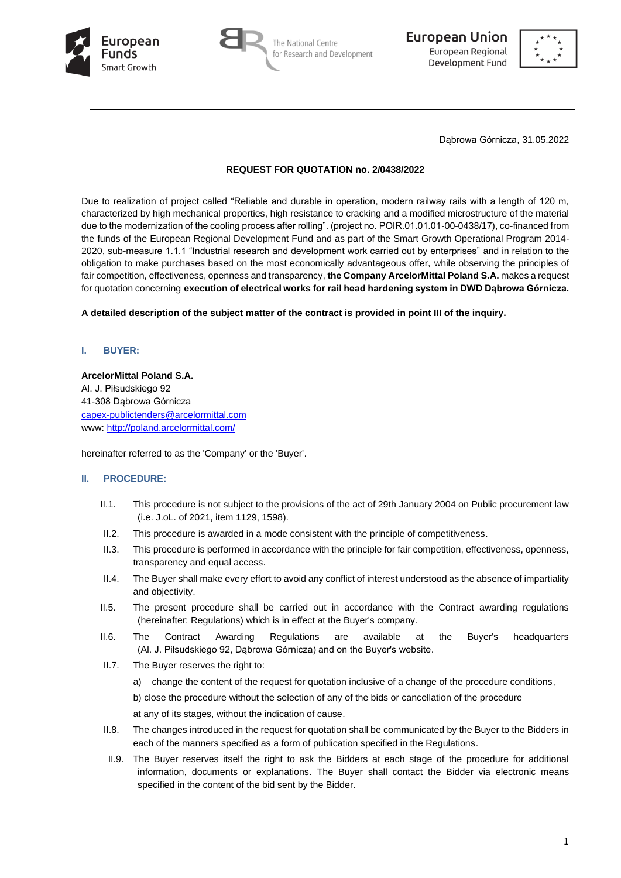Dąbrowa Górnicza, 31.05.2022

**REQUEST FOR QUOTATION no. 2/0438/2022**

Due to realization of project called "Reliable and durable in operation, modern railway rails with a length of 120 m, characterized by high mechanical properties, high resistance to cracking and a modified microstructure of the material due to the modernization of the cooling process after rolling". (project no. POIR.01.01.01-00-0438/17), co-financed from the funds of the European Regional Development Fund and as part of the Smart Growth Operational Program 2014-2020, sub-measure 1.1.1 "Industrial research and development work carried out by enterprises" and in relation to the obligation to make purchases based on the most economically advantageous offer, while observing the principles of fair competition, effectiveness, openness and transparency, **the Company ArcelorMittal Poland S.A.** makes a request for quotation concerning **execution of electrical works for rail head hardening system in DWD Dąbrowa Górnicza.**

**A detailed description of the subject matter of the contract is provided in point III of the inquiry.**

## I. BUYER:

**ArcelorMittal Poland S.A.**
Al. J. Piłsudskiego 92
41-308 Dąbrowa Górnicza
capex-publictenders@arcelormittal.com
www: http://poland.arcelormittal.com/

hereinafter referred to as the 'Company' or the 'Buyer'.

## II. PROCEDURE:

II.1. This procedure is not subject to the provisions of the act of 29th January 2004 on Public procurement law (i.e. J.oL. of 2021, item 1129, 1598).

II.2. This procedure is awarded in a mode consistent with the principle of competitiveness.

II.3. This procedure is performed in accordance with the principle for fair competition, effectiveness, openness, transparency and equal access.

II.4. The Buyer shall make every effort to avoid any conflict of interest understood as the absence of impartiality and objectivity.

II.5. The present procedure shall be carried out in accordance with the Contract awarding regulations (hereinafter: Regulations) which is in effect at the Buyer's company.

II.6. The Contract Awarding Regulations are available at the Buyer's headquarters (Al. J. Piłsudskiego 92, Dąbrowa Górnicza) and on the Buyer's website.

II.7. The Buyer reserves the right to:

a) change the content of the request for quotation inclusive of a change of the procedure conditions,

b) close the procedure without the selection of any of the bids or cancellation of the procedure

at any of its stages, without the indication of cause.

II.8. The changes introduced in the request for quotation shall be communicated by the Buyer to the Bidders in each of the manners specified as a form of publication specified in the Regulations.

II.9. The Buyer reserves itself the right to ask the Bidders at each stage of the procedure for additional information, documents or explanations. The Buyer shall contact the Bidder via electronic means specified in the content of the bid sent by the Bidder.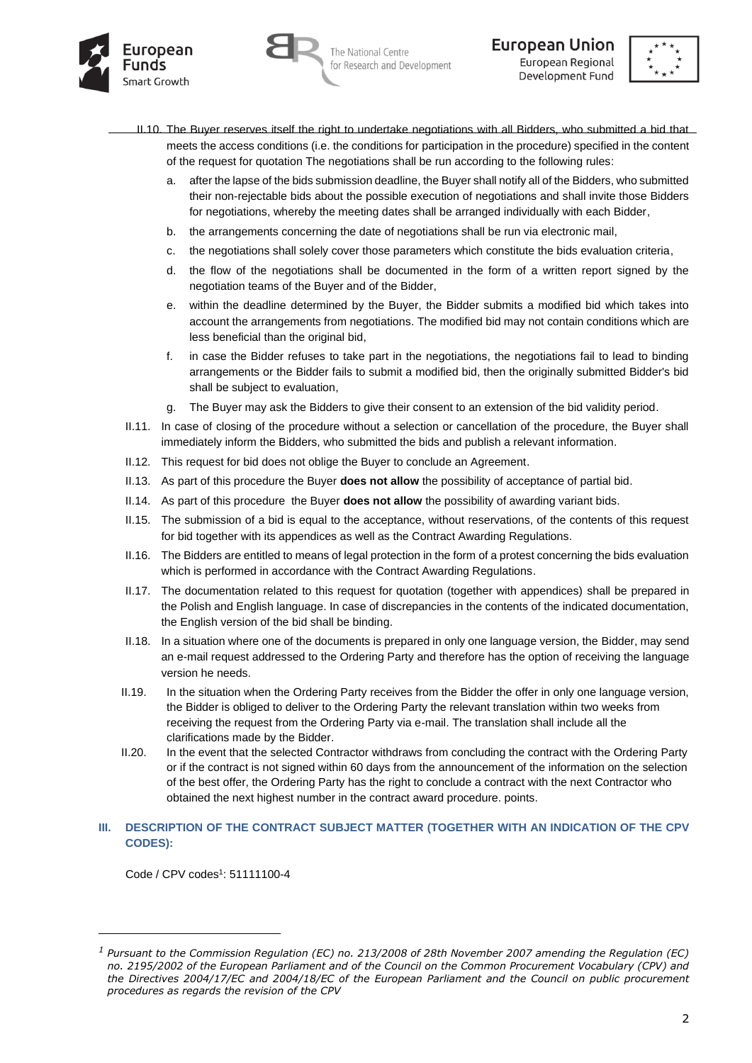II.10. The Buyer reserves itself the right to undertake negotiations with all Bidders, who submitted a bid that meets the access conditions (i.e. the conditions for participation in the procedure) specified in the content of the request for quotation The negotiations shall be run according to the following rules:

a. after the lapse of the bids submission deadline, the Buyer shall notify all of the Bidders, who submitted their non-rejectable bids about the possible execution of negotiations and shall invite those Bidders for negotiations, whereby the meeting dates shall be arranged individually with each Bidder,
b. the arrangements concerning the date of negotiations shall be run via electronic mail,
c. the negotiations shall solely cover those parameters which constitute the bids evaluation criteria,
d. the flow of the negotiations shall be documented in the form of a written report signed by the negotiation teams of the Buyer and of the Bidder,
e. within the deadline determined by the Buyer, the Bidder submits a modified bid which takes into account the arrangements from negotiations. The modified bid may not contain conditions which are less beneficial than the original bid,
f. in case the Bidder refuses to take part in the negotiations, the negotiations fail to lead to binding arrangements or the Bidder fails to submit a modified bid, then the originally submitted Bidder's bid shall be subject to evaluation,
g. The Buyer may ask the Bidders to give their consent to an extension of the bid validity period.

II.11. In case of closing of the procedure without a selection or cancellation of the procedure, the Buyer shall immediately inform the Bidders, who submitted the bids and publish a relevant information.

II.12. This request for bid does not oblige the Buyer to conclude an Agreement.

II.13. As part of this procedure the Buyer **does not allow** the possibility of acceptance of partial bid.

II.14. As part of this procedure the Buyer **does not allow** the possibility of awarding variant bids.

II.15. The submission of a bid is equal to the acceptance, without reservations, of the contents of this request for bid together with its appendices as well as the Contract Awarding Regulations.

II.16. The Bidders are entitled to means of legal protection in the form of a protest concerning the bids evaluation which is performed in accordance with the Contract Awarding Regulations.

II.17. The documentation related to this request for quotation (together with appendices) shall be prepared in the Polish and English language. In case of discrepancies in the contents of the indicated documentation, the English version of the bid shall be binding.

II.18. In a situation where one of the documents is prepared in only one language version, the Bidder, may send an e-mail request addressed to the Ordering Party and therefore has the option of receiving the language version he needs.

II.19. In the situation when the Ordering Party receives from the Bidder the offer in only one language version, the Bidder is obliged to deliver to the Ordering Party the relevant translation within two weeks from receiving the request from the Ordering Party via e-mail. The translation shall include all the clarifications made by the Bidder.

II.20. In the event that the selected Contractor withdraws from concluding the contract with the Ordering Party or if the contract is not signed within 60 days from the announcement of the information on the selection of the best offer, the Ordering Party has the right to conclude a contract with the next Contractor who obtained the next highest number in the contract award procedure. points.

## III. DESCRIPTION OF THE CONTRACT SUBJECT MATTER (TOGETHER WITH AN INDICATION OF THE CPV CODES):

Code / CPV codes[1]: 51111100-4

---

[1] *Pursuant to the Commission Regulation (EC) no. 213/2008 of 28th November 2007 amending the Regulation (EC) no. 2195/2002 of the European Parliament and of the Council on the Common Procurement Vocabulary (CPV) and the Directives 2004/17/EC and 2004/18/EC of the European Parliament and the Council on public procurement procedures as regards the revision of the CPV*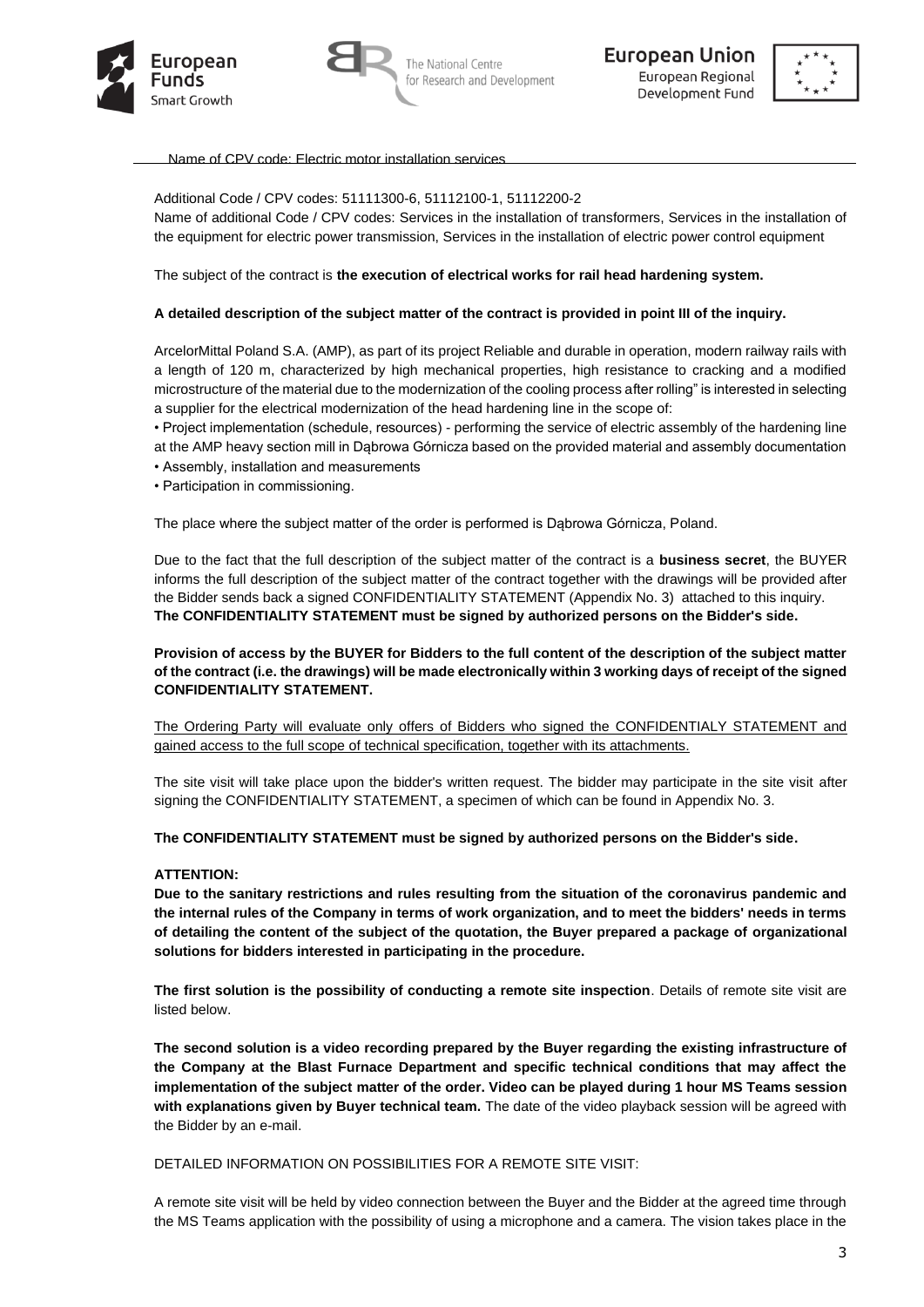Name of CPV code: Electric motor installation services

Additional Code / CPV codes: 51111300-6, 51112100-1, 51112200-2
Name of additional Code / CPV codes: Services in the installation of transformers, Services in the installation of the equipment for electric power transmission, Services in the installation of electric power control equipment

The subject of the contract is **the execution of electrical works for rail head hardening system.**

**A detailed description of the subject matter of the contract is provided in point III of the inquiry.**

ArcelorMittal Poland S.A. (AMP), as part of its project Reliable and durable in operation, modern railway rails with a length of 120 m, characterized by high mechanical properties, high resistance to cracking and a modified microstructure of the material due to the modernization of the cooling process after rolling" is interested in selecting a supplier for the electrical modernization of the head hardening line in the scope of:

- Project implementation (schedule, resources) - performing the service of electric assembly of the hardening line at the AMP heavy section mill in Dąbrowa Górnicza based on the provided material and assembly documentation
- Assembly, installation and measurements
- Participation in commissioning.

The place where the subject matter of the order is performed is Dąbrowa Górnicza, Poland.

Due to the fact that the full description of the subject matter of the contract is a **business secret**, the BUYER informs the full description of the subject matter of the contract together with the drawings will be provided after the Bidder sends back a signed CONFIDENTIALITY STATEMENT (Appendix No. 3) attached to this inquiry. **The CONFIDENTIALITY STATEMENT must be signed by authorized persons on the Bidder's side.**

**Provision of access by the BUYER for Bidders to the full content of the description of the subject matter of the contract (i.e. the drawings) will be made electronically within 3 working days of receipt of the signed CONFIDENTIALITY STATEMENT.**

The Ordering Party will evaluate only offers of Bidders who signed the CONFIDENTIALY STATEMENT and gained access to the full scope of technical specification, together with its attachments.

The site visit will take place upon the bidder's written request. The bidder may participate in the site visit after signing the CONFIDENTIALITY STATEMENT, a specimen of which can be found in Appendix No. 3.

**The CONFIDENTIALITY STATEMENT must be signed by authorized persons on the Bidder's side.**

**ATTENTION:**

**Due to the sanitary restrictions and rules resulting from the situation of the coronavirus pandemic and the internal rules of the Company in terms of work organization, and to meet the bidders' needs in terms of detailing the content of the subject of the quotation, the Buyer prepared a package of organizational solutions for bidders interested in participating in the procedure.**

**The first solution is the possibility of conducting a remote site inspection**. Details of remote site visit are listed below.

**The second solution is a video recording prepared by the Buyer regarding the existing infrastructure of the Company at the Blast Furnace Department and specific technical conditions that may affect the implementation of the subject matter of the order. Video can be played during 1 hour MS Teams session with explanations given by Buyer technical team.** The date of the video playback session will be agreed with the Bidder by an e-mail.

DETAILED INFORMATION ON POSSIBILITIES FOR A REMOTE SITE VISIT:

A remote site visit will be held by video connection between the Buyer and the Bidder at the agreed time through the MS Teams application with the possibility of using a microphone and a camera. The vision takes place in the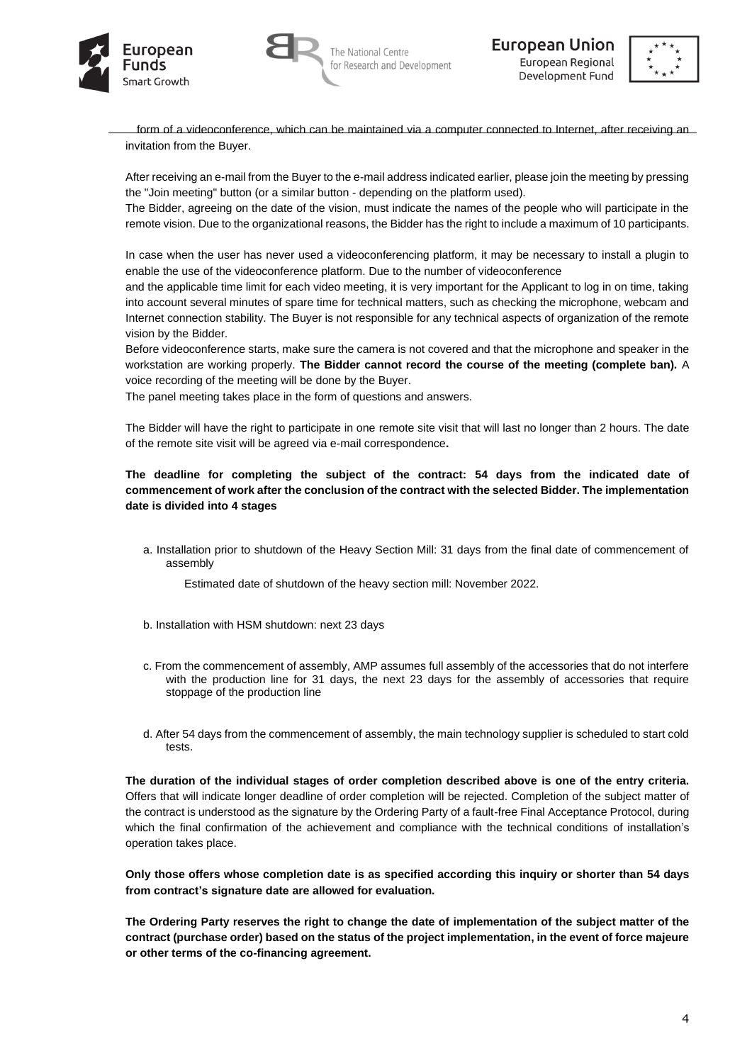form of a videoconference, which can be maintained via a computer connected to Internet, after receiving an invitation from the Buyer.

After receiving an e-mail from the Buyer to the e-mail address indicated earlier, please join the meeting by pressing the "Join meeting" button (or a similar button - depending on the platform used).
The Bidder, agreeing on the date of the vision, must indicate the names of the people who will participate in the remote vision. Due to the organizational reasons, the Bidder has the right to include a maximum of 10 participants.

In case when the user has never used a videoconferencing platform, it may be necessary to install a plugin to enable the use of the videoconference platform. Due to the number of videoconference
and the applicable time limit for each video meeting, it is very important for the Applicant to log in on time, taking into account several minutes of spare time for technical matters, such as checking the microphone, webcam and Internet connection stability. The Buyer is not responsible for any technical aspects of organization of the remote vision by the Bidder.
Before videoconference starts, make sure the camera is not covered and that the microphone and speaker in the workstation are working properly. **The Bidder cannot record the course of the meeting (complete ban).** A voice recording of the meeting will be done by the Buyer.
The panel meeting takes place in the form of questions and answers.

The Bidder will have the right to participate in one remote site visit that will last no longer than 2 hours. The date of the remote site visit will be agreed via e-mail correspondence**.**

**The deadline for completing the subject of the contract: 54 days from the indicated date of commencement of work after the conclusion of the contract with the selected Bidder. The implementation date is divided into 4 stages**

a. Installation prior to shutdown of the Heavy Section Mill: 31 days from the final date of commencement of assembly

   Estimated date of shutdown of the heavy section mill: November 2022.

b. Installation with HSM shutdown: next 23 days

c. From the commencement of assembly, AMP assumes full assembly of the accessories that do not interfere with the production line for 31 days, the next 23 days for the assembly of accessories that require stoppage of the production line

d. After 54 days from the commencement of assembly, the main technology supplier is scheduled to start cold tests.

**The duration of the individual stages of order completion described above is one of the entry criteria.** Offers that will indicate longer deadline of order completion will be rejected. Completion of the subject matter of the contract is understood as the signature by the Ordering Party of a fault-free Final Acceptance Protocol, during which the final confirmation of the achievement and compliance with the technical conditions of installation's operation takes place.

**Only those offers whose completion date is as specified according this inquiry or shorter than 54 days from contract's signature date are allowed for evaluation.**

**The Ordering Party reserves the right to change the date of implementation of the subject matter of the contract (purchase order) based on the status of the project implementation, in the event of force majeure or other terms of the co-financing agreement.**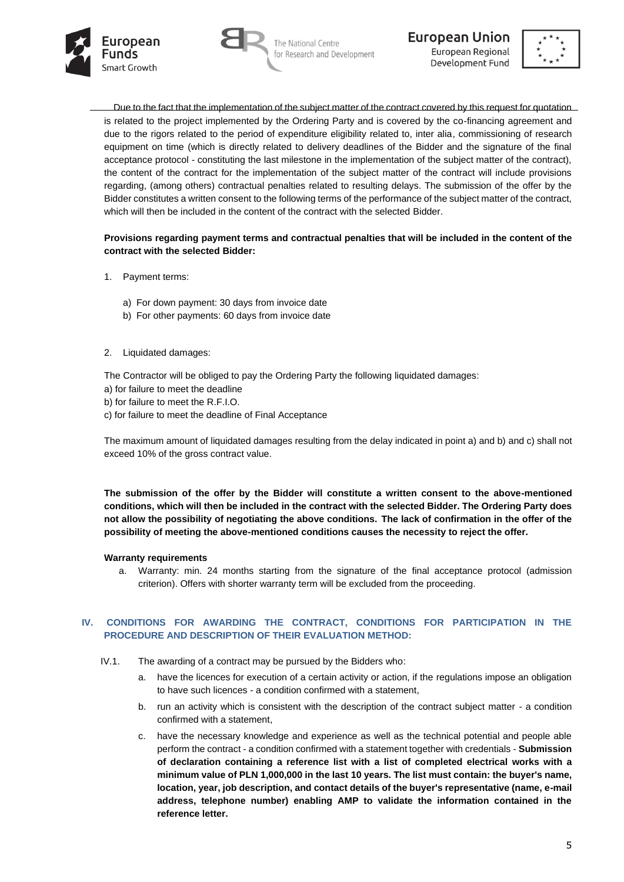Due to the fact that the implementation of the subject matter of the contract covered by this request for quotation is related to the project implemented by the Ordering Party and is covered by the co-financing agreement and due to the rigors related to the period of expenditure eligibility related to, inter alia, commissioning of research equipment on time (which is directly related to delivery deadlines of the Bidder and the signature of the final acceptance protocol - constituting the last milestone in the implementation of the subject matter of the contract), the content of the contract for the implementation of the subject matter of the contract will include provisions regarding, (among others) contractual penalties related to resulting delays. The submission of the offer by the Bidder constitutes a written consent to the following terms of the performance of the subject matter of the contract, which will then be included in the content of the contract with the selected Bidder.

**Provisions regarding payment terms and contractual penalties that will be included in the content of the contract with the selected Bidder:**

1. Payment terms:

   a) For down payment: 30 days from invoice date
   b) For other payments: 60 days from invoice date

2. Liquidated damages:

The Contractor will be obliged to pay the Ordering Party the following liquidated damages:
a) for failure to meet the deadline
b) for failure to meet the R.F.I.O.
c) for failure to meet the deadline of Final Acceptance

The maximum amount of liquidated damages resulting from the delay indicated in point a) and b) and c) shall not exceed 10% of the gross contract value.

**The submission of the offer by the Bidder will constitute a written consent to the above-mentioned conditions, which will then be included in the contract with the selected Bidder. The Ordering Party does not allow the possibility of negotiating the above conditions. The lack of confirmation in the offer of the possibility of meeting the above-mentioned conditions causes the necessity to reject the offer.**

**Warranty requirements**

a. Warranty: min. 24 months starting from the signature of the final acceptance protocol (admission criterion). Offers with shorter warranty term will be excluded from the proceeding.

## IV. CONDITIONS FOR AWARDING THE CONTRACT, CONDITIONS FOR PARTICIPATION IN THE PROCEDURE AND DESCRIPTION OF THEIR EVALUATION METHOD:

IV.1. The awarding of a contract may be pursued by the Bidders who:

a. have the licences for execution of a certain activity or action, if the regulations impose an obligation to have such licences - a condition confirmed with a statement,
b. run an activity which is consistent with the description of the contract subject matter - a condition confirmed with a statement,
c. have the necessary knowledge and experience as well as the technical potential and people able perform the contract - a condition confirmed with a statement together with credentials - **Submission of declaration containing a reference list with a list of completed electrical works with a minimum value of PLN 1,000,000 in the last 10 years. The list must contain: the buyer's name, location, year, job description, and contact details of the buyer's representative (name, e-mail address, telephone number) enabling AMP to validate the information contained in the reference letter.**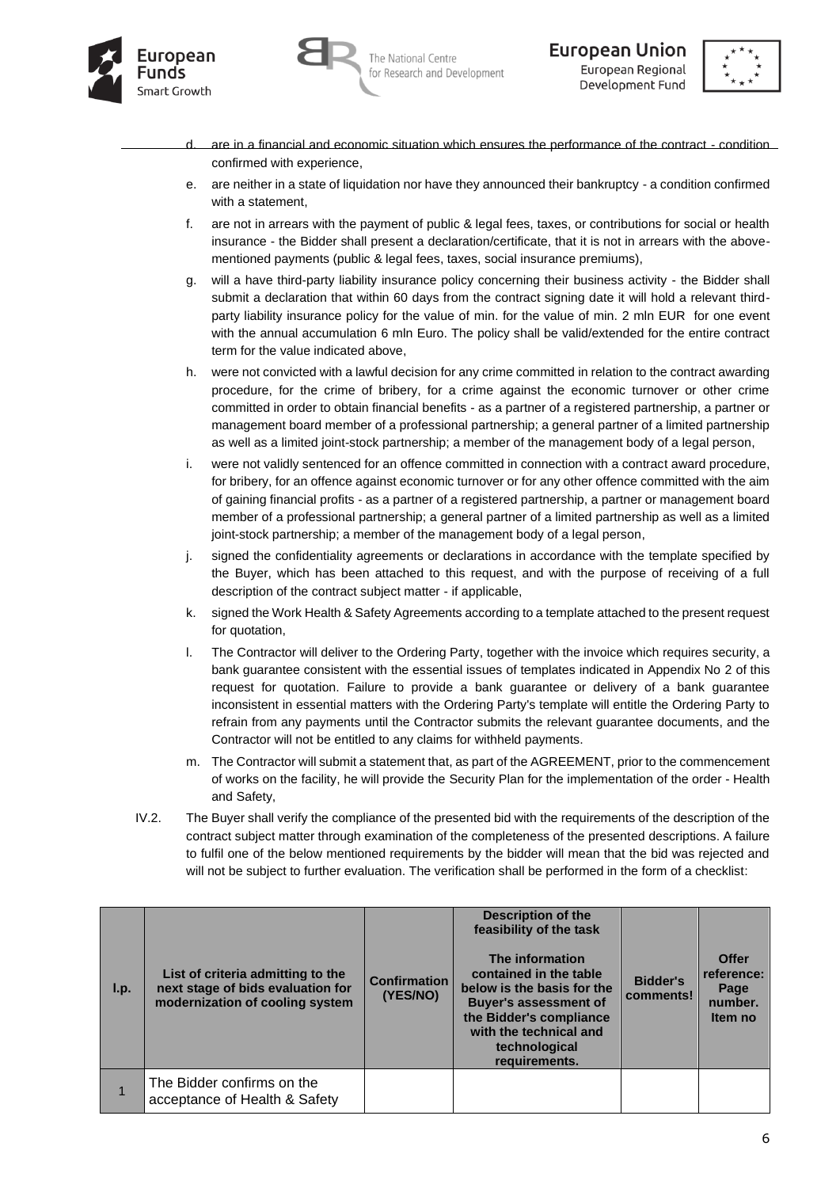d. are in a financial and economic situation which ensures the performance of the contract - condition confirmed with experience,

e. are neither in a state of liquidation nor have they announced their bankruptcy - a condition confirmed with a statement,

f. are not in arrears with the payment of public & legal fees, taxes, or contributions for social or health insurance - the Bidder shall present a declaration/certificate, that it is not in arrears with the above-mentioned payments (public & legal fees, taxes, social insurance premiums),

g. will a have third-party liability insurance policy concerning their business activity - the Bidder shall submit a declaration that within 60 days from the contract signing date it will hold a relevant third-party liability insurance policy for the value of min. for the value of min. 2 mln EUR for one event with the annual accumulation 6 mln Euro. The policy shall be valid/extended for the entire contract term for the value indicated above,

h. were not convicted with a lawful decision for any crime committed in relation to the contract awarding procedure, for the crime of bribery, for a crime against the economic turnover or other crime committed in order to obtain financial benefits - as a partner of a registered partnership, a partner or management board member of a professional partnership; a general partner of a limited partnership as well as a limited joint-stock partnership; a member of the management body of a legal person,

i. were not validly sentenced for an offence committed in connection with a contract award procedure, for bribery, for an offence against economic turnover or for any other offence committed with the aim of gaining financial profits - as a partner of a registered partnership, a partner or management board member of a professional partnership; a general partner of a limited partnership as well as a limited joint-stock partnership; a member of the management body of a legal person,

j. signed the confidentiality agreements or declarations in accordance with the template specified by the Buyer, which has been attached to this request, and with the purpose of receiving of a full description of the contract subject matter - if applicable,

k. signed the Work Health & Safety Agreements according to a template attached to the present request for quotation,

l. The Contractor will deliver to the Ordering Party, together with the invoice which requires security, a bank guarantee consistent with the essential issues of templates indicated in Appendix No 2 of this request for quotation. Failure to provide a bank guarantee or delivery of a bank guarantee inconsistent in essential matters with the Ordering Party's template will entitle the Ordering Party to refrain from any payments until the Contractor submits the relevant guarantee documents, and the Contractor will not be entitled to any claims for withheld payments.

m. The Contractor will submit a statement that, as part of the AGREEMENT, prior to the commencement of works on the facility, he will provide the Security Plan for the implementation of the order - Health and Safety,

IV.2. The Buyer shall verify the compliance of the presented bid with the requirements of the description of the contract subject matter through examination of the completeness of the presented descriptions. A failure to fulfil one of the below mentioned requirements by the bidder will mean that the bid was rejected and will not be subject to further evaluation. The verification shall be performed in the form of a checklist:

| l.p. | List of criteria admitting to the next stage of bids evaluation for modernization of cooling system | Confirmation (YES/NO) | Description of the feasibility of the task<br><br>The information contained in the table below is the basis for the Buyer's assessment of the Bidder's compliance with the technical and technological requirements. | Bidder's comments! | Offer reference: Page number. Item no |
|---|---|---|---|---|---|
| 1 | The Bidder confirms on the acceptance of Health & Safety | | | | |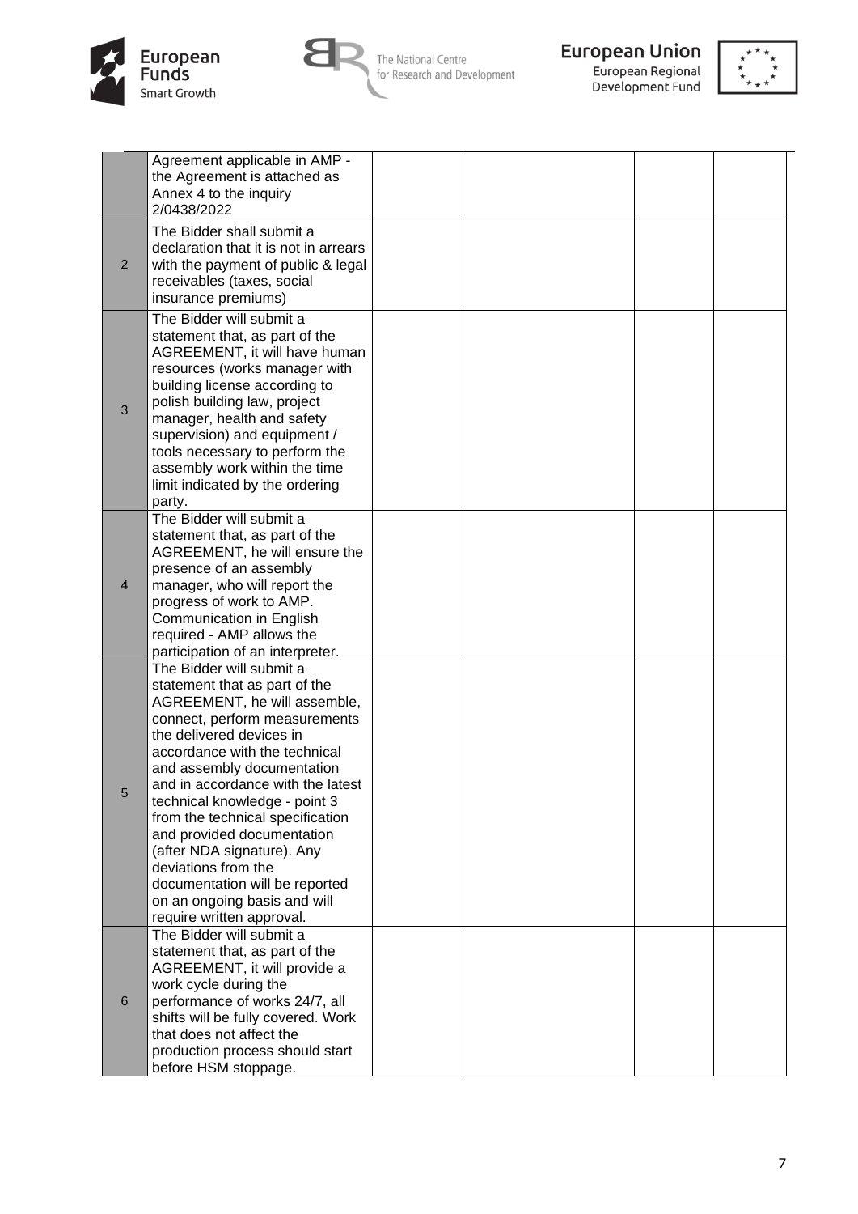| | | | | | |
|---|---|---|---|---|---|
| | Agreement applicable in AMP - the Agreement is attached as Annex 4 to the inquiry 2/0438/2022 | | | | |
| 2 | The Bidder shall submit a declaration that it is not in arrears with the payment of public & legal receivables (taxes, social insurance premiums) | | | | |
| 3 | The Bidder will submit a statement that, as part of the AGREEMENT, it will have human resources (works manager with building license according to polish building law, project manager, health and safety supervision) and equipment / tools necessary to perform the assembly work within the time limit indicated by the ordering party. | | | | |
| 4 | The Bidder will submit a statement that, as part of the AGREEMENT, he will ensure the presence of an assembly manager, who will report the progress of work to AMP. Communication in English required - AMP allows the participation of an interpreter. | | | | |
| 5 | The Bidder will submit a statement that as part of the AGREEMENT, he will assemble, connect, perform measurements the delivered devices in accordance with the technical and assembly documentation and in accordance with the latest technical knowledge - point 3 from the technical specification and provided documentation (after NDA signature). Any deviations from the documentation will be reported on an ongoing basis and will require written approval. | | | | |
| 6 | The Bidder will submit a statement that, as part of the AGREEMENT, it will provide a work cycle during the performance of works 24/7, all shifts will be fully covered. Work that does not affect the production process should start before HSM stoppage. | | | | |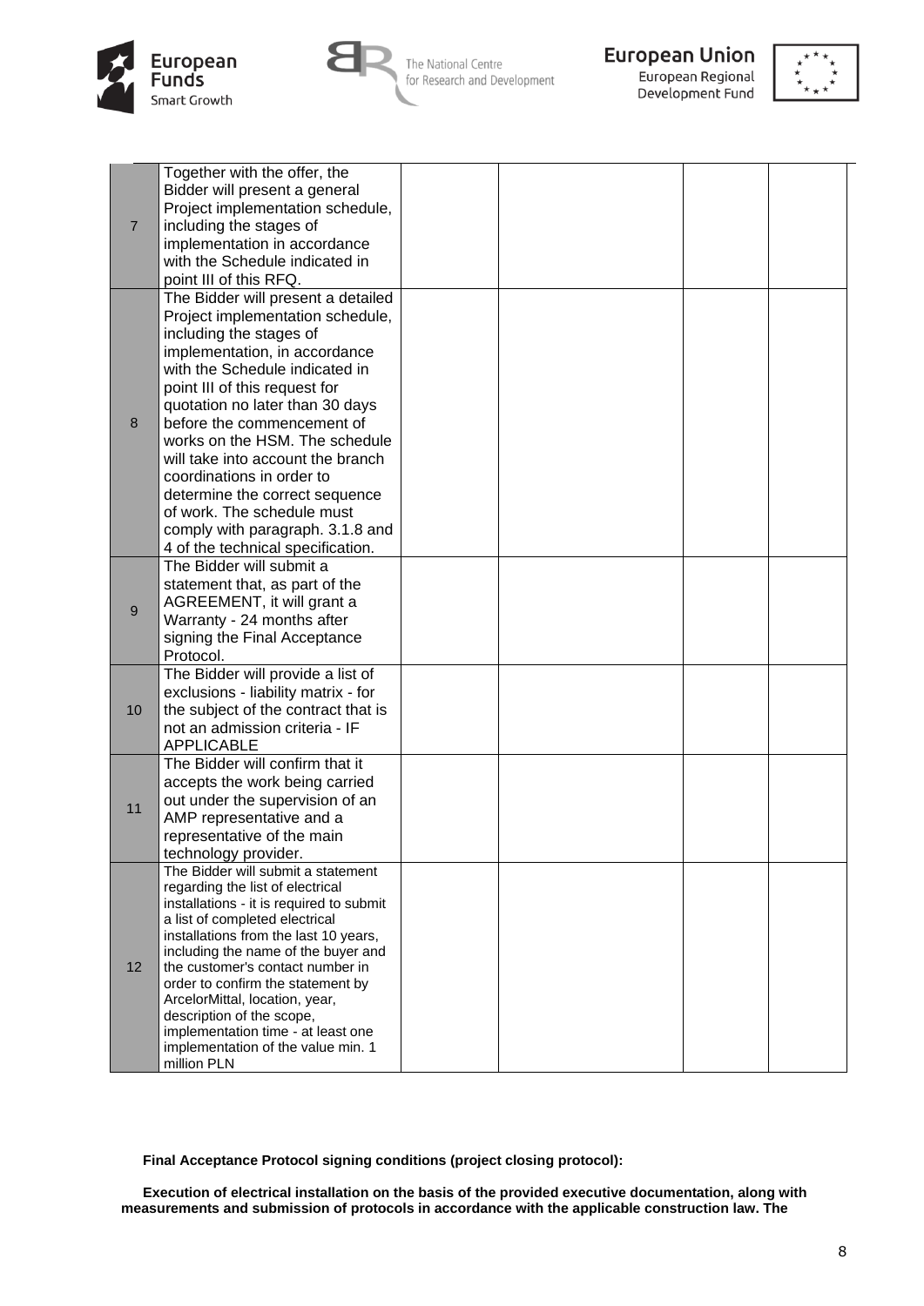| | | | | | |
|---|---|---|---|---|---|
| 7 | Together with the offer, the Bidder will present a general Project implementation schedule, including the stages of implementation in accordance with the Schedule indicated in point III of this RFQ. | | | | |
| 8 | The Bidder will present a detailed Project implementation schedule, including the stages of implementation, in accordance with the Schedule indicated in point III of this request for quotation no later than 30 days before the commencement of works on the HSM. The schedule will take into account the branch coordinations in order to determine the correct sequence of work. The schedule must comply with paragraph. 3.1.8 and 4 of the technical specification. | | | | |
| 9 | The Bidder will submit a statement that, as part of the AGREEMENT, it will grant a Warranty - 24 months after signing the Final Acceptance Protocol. | | | | |
| 10 | The Bidder will provide a list of exclusions - liability matrix - for the subject of the contract that is not an admission criteria - IF APPLICABLE | | | | |
| 11 | The Bidder will confirm that it accepts the work being carried out under the supervision of an AMP representative and a representative of the main technology provider. | | | | |
| 12 | The Bidder will submit a statement regarding the list of electrical installations - it is required to submit a list of completed electrical installations from the last 10 years, including the name of the buyer and the customer's contact number in order to confirm the statement by ArcelorMittal, location, year, description of the scope, implementation time - at least one implementation of the value min. 1 million PLN | | | | |

**Final Acceptance Protocol signing conditions (project closing protocol):**

**Execution of electrical installation on the basis of the provided executive documentation, along with measurements and submission of protocols in accordance with the applicable construction law. The**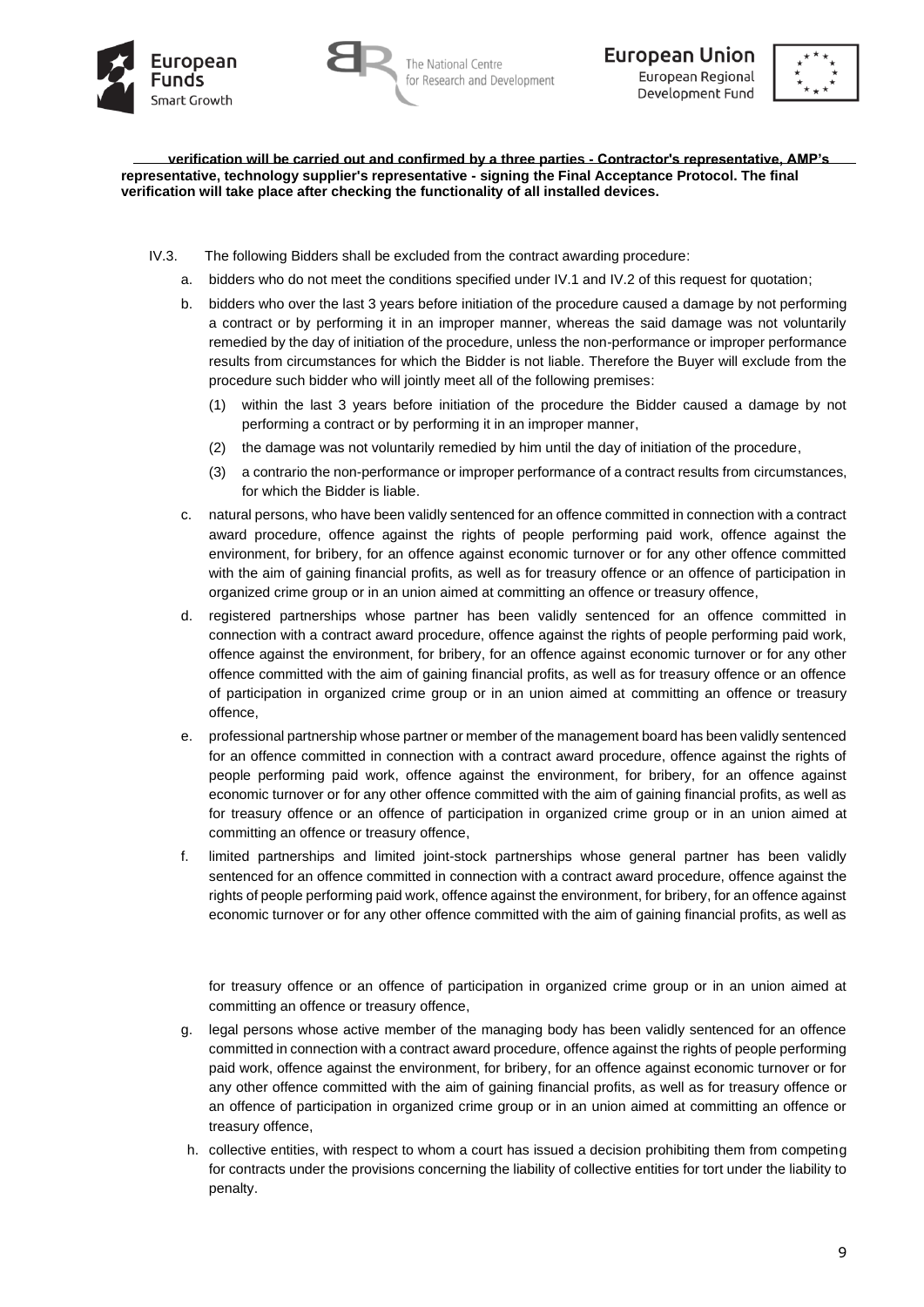**verification will be carried out and confirmed by a three parties - Contractor's representative, AMP's representative, technology supplier's representative - signing the Final Acceptance Protocol. The final verification will take place after checking the functionality of all installed devices.**

IV.3. The following Bidders shall be excluded from the contract awarding procedure:

a. bidders who do not meet the conditions specified under IV.1 and IV.2 of this request for quotation;

b. bidders who over the last 3 years before initiation of the procedure caused a damage by not performing a contract or by performing it in an improper manner, whereas the said damage was not voluntarily remedied by the day of initiation of the procedure, unless the non-performance or improper performance results from circumstances for which the Bidder is not liable. Therefore the Buyer will exclude from the procedure such bidder who will jointly meet all of the following premises:

   (1) within the last 3 years before initiation of the procedure the Bidder caused a damage by not performing a contract or by performing it in an improper manner,

   (2) the damage was not voluntarily remedied by him until the day of initiation of the procedure,

   (3) a contrario the non-performance or improper performance of a contract results from circumstances, for which the Bidder is liable.

c. natural persons, who have been validly sentenced for an offence committed in connection with a contract award procedure, offence against the rights of people performing paid work, offence against the environment, for bribery, for an offence against economic turnover or for any other offence committed with the aim of gaining financial profits, as well as for treasury offence or an offence of participation in organized crime group or in an union aimed at committing an offence or treasury offence,

d. registered partnerships whose partner has been validly sentenced for an offence committed in connection with a contract award procedure, offence against the rights of people performing paid work, offence against the environment, for bribery, for an offence against economic turnover or for any other offence committed with the aim of gaining financial profits, as well as for treasury offence or an offence of participation in organized crime group or in an union aimed at committing an offence or treasury offence,

e. professional partnership whose partner or member of the management board has been validly sentenced for an offence committed in connection with a contract award procedure, offence against the rights of people performing paid work, offence against the environment, for bribery, for an offence against economic turnover or for any other offence committed with the aim of gaining financial profits, as well as for treasury offence or an offence of participation in organized crime group or in an union aimed at committing an offence or treasury offence,

f. limited partnerships and limited joint-stock partnerships whose general partner has been validly sentenced for an offence committed in connection with a contract award procedure, offence against the rights of people performing paid work, offence against the environment, for bribery, for an offence against economic turnover or for any other offence committed with the aim of gaining financial profits, as well as for treasury offence or an offence of participation in organized crime group or in an union aimed at committing an offence or treasury offence,

g. legal persons whose active member of the managing body has been validly sentenced for an offence committed in connection with a contract award procedure, offence against the rights of people performing paid work, offence against the environment, for bribery, for an offence against economic turnover or for any other offence committed with the aim of gaining financial profits, as well as for treasury offence or an offence of participation in organized crime group or in an union aimed at committing an offence or treasury offence,

h. collective entities, with respect to whom a court has issued a decision prohibiting them from competing for contracts under the provisions concerning the liability of collective entities for tort under the liability to penalty.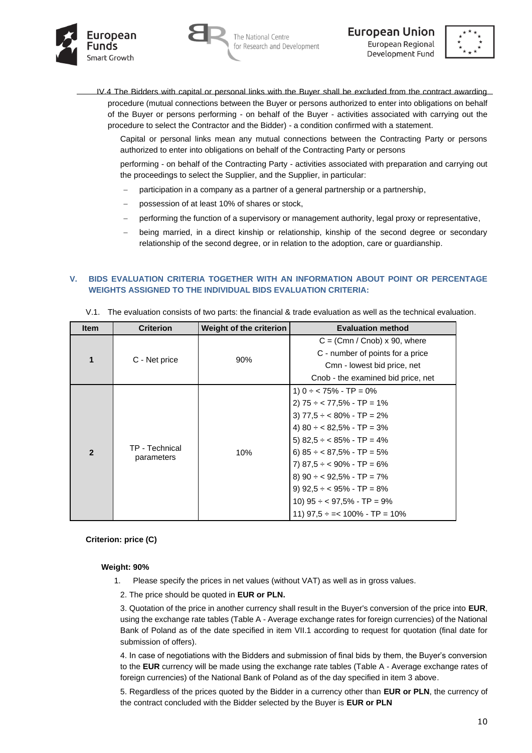IV.4 The Bidders with capital or personal links with the Buyer shall be excluded from the contract awarding procedure (mutual connections between the Buyer or persons authorized to enter into obligations on behalf of the Buyer or persons performing - on behalf of the Buyer - activities associated with carrying out the procedure to select the Contractor and the Bidder) - a condition confirmed with a statement.

Capital or personal links mean any mutual connections between the Contracting Party or persons authorized to enter into obligations on behalf of the Contracting Party or persons

performing - on behalf of the Contracting Party - activities associated with preparation and carrying out the proceedings to select the Supplier, and the Supplier, in particular:

- participation in a company as a partner of a general partnership or a partnership,
- possession of at least 10% of shares or stock,
- performing the function of a supervisory or management authority, legal proxy or representative,
- being married, in a direct kinship or relationship, kinship of the second degree or secondary relationship of the second degree, or in relation to the adoption, care or guardianship.

## V. BIDS EVALUATION CRITERIA TOGETHER WITH AN INFORMATION ABOUT POINT OR PERCENTAGE WEIGHTS ASSIGNED TO THE INDIVIDUAL BIDS EVALUATION CRITERIA:

V.1. The evaluation consists of two parts: the financial & trade evaluation as well as the technical evaluation.

| Item | Criterion | Weight of the criterion | Evaluation method |
|---|---|---|---|
| 1 | C - Net price | 90% | C = (Cmn / Cnob) x 90, where<br>C - number of points for a price<br>Cmn - lowest bid price, net<br>Cnob - the examined bid price, net |
| 2 | TP - Technical parameters | 10% | 1) 0 ÷ < 75% - TP = 0%<br>2) 75 ÷ < 77,5% - TP = 1%<br>3) 77,5 ÷ < 80% - TP = 2%<br>4) 80 ÷ < 82,5% - TP = 3%<br>5) 82,5 ÷ < 85% - TP = 4%<br>6) 85 ÷ < 87,5% - TP = 5%<br>7) 87,5 ÷ < 90% - TP = 6%<br>8) 90 ÷ < 92,5% - TP = 7%<br>9) 92,5 ÷ < 95% - TP = 8%<br>10) 95 ÷ < 97,5% - TP = 9%<br>11) 97,5 ÷ =< 100% - TP = 10% |

**Criterion: price (C)**

**Weight: 90%**

1. Please specify the prices in net values (without VAT) as well as in gross values.

2. The price should be quoted in **EUR or PLN.**

3. Quotation of the price in another currency shall result in the Buyer's conversion of the price into **EUR**, using the exchange rate tables (Table A - Average exchange rates for foreign currencies) of the National Bank of Poland as of the date specified in item VII.1 according to request for quotation (final date for submission of offers).

4. In case of negotiations with the Bidders and submission of final bids by them, the Buyer's conversion to the **EUR** currency will be made using the exchange rate tables (Table A - Average exchange rates of foreign currencies) of the National Bank of Poland as of the day specified in item 3 above.

5. Regardless of the prices quoted by the Bidder in a currency other than **EUR or PLN**, the currency of the contract concluded with the Bidder selected by the Buyer is **EUR or PLN**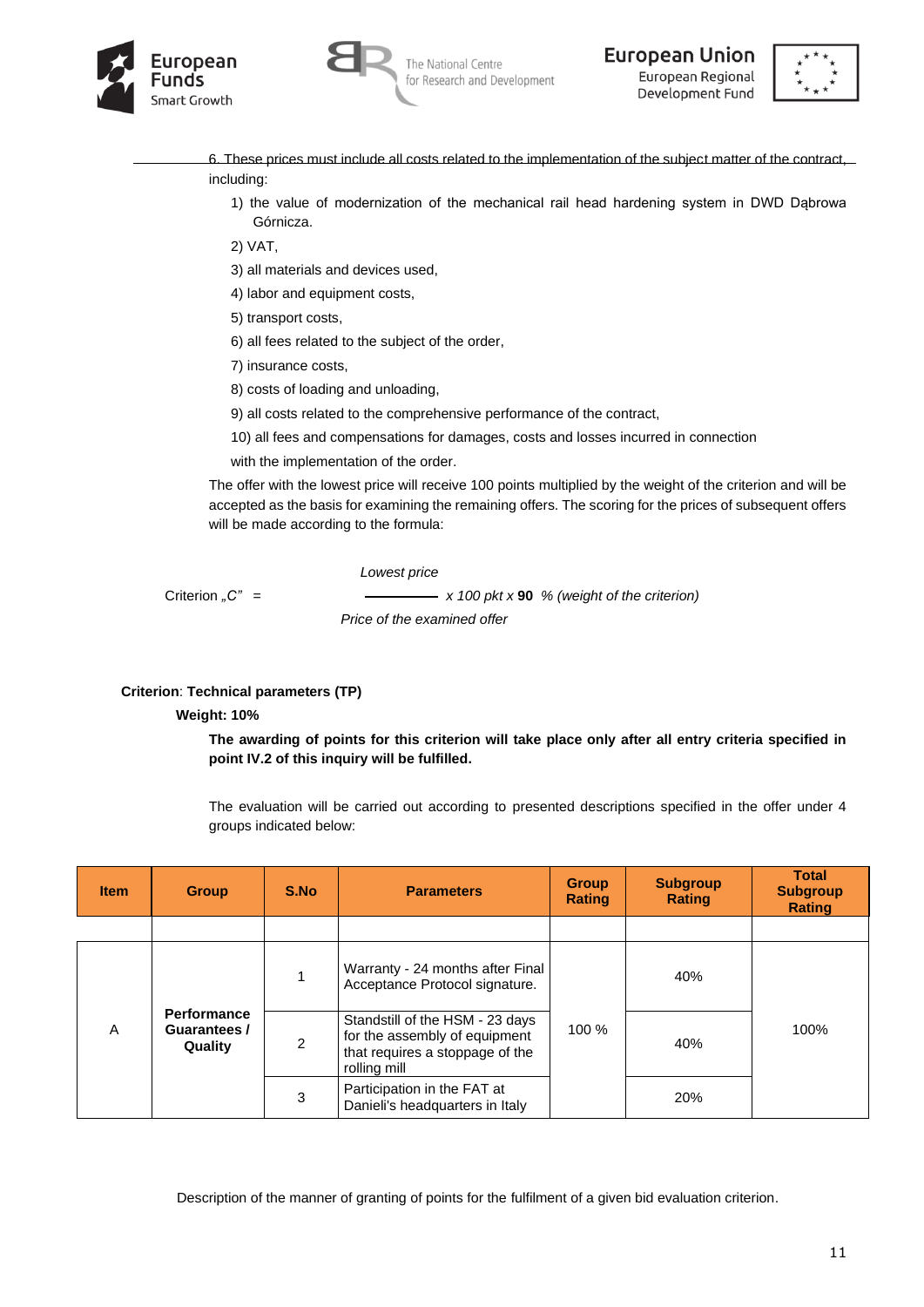6. These prices must include all costs related to the implementation of the subject matter of the contract, including:

1) the value of modernization of the mechanical rail head hardening system in DWD Dąbrowa Górnicza.
2) VAT,
3) all materials and devices used,
4) labor and equipment costs,
5) transport costs,
6) all fees related to the subject of the order,
7) insurance costs,
8) costs of loading and unloading,
9) all costs related to the comprehensive performance of the contract,
10) all fees and compensations for damages, costs and losses incurred in connection with the implementation of the order.

The offer with the lowest price will receive 100 points multiplied by the weight of the criterion and will be accepted as the basis for examining the remaining offers. The scoring for the prices of subsequent offers will be made according to the formula:

$$\text{Criterion „C"} = \frac{\textit{Lowest price}}{\textit{Price of the examined offer}} \times 100 \text{ pkt} \times \mathbf{90}\ \%\ \textit{(weight of the criterion)}$$

**Criterion**: **Technical parameters (TP)**

**Weight: 10%**

**The awarding of points for this criterion will take place only after all entry criteria specified in point IV.2 of this inquiry will be fulfilled.**

The evaluation will be carried out according to presented descriptions specified in the offer under 4 groups indicated below:

| Item | Group | S.No | Parameters | Group Rating | Subgroup Rating | Total Subgroup Rating |
|---|---|---|---|---|---|---|
| | | | | | | |
| A | Performance Guarantees / Quality | 1 | Warranty - 24 months after Final Acceptance Protocol signature. | 100 % | 40% | 100% |
| | | 2 | Standstill of the HSM - 23 days for the assembly of equipment that requires a stoppage of the rolling mill | | 40% | |
| | | 3 | Participation in the FAT at Danieli's headquarters in Italy | | 20% | |

Description of the manner of granting of points for the fulfilment of a given bid evaluation criterion.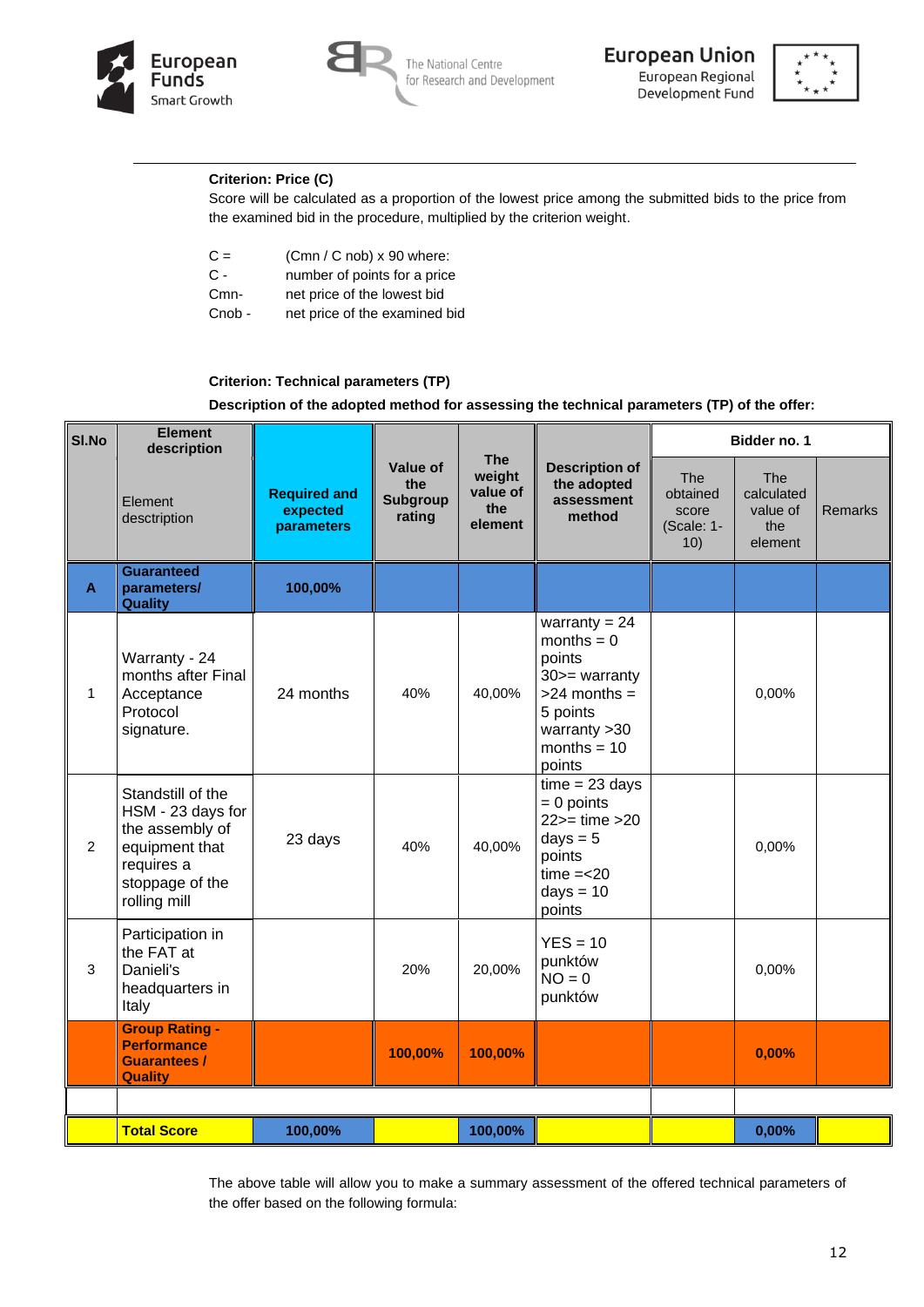**Criterion: Price (C)**

Score will be calculated as a proportion of the lowest price among the submitted bids to the price from the examined bid in the procedure, multiplied by the criterion weight.

C = (Cmn / C nob) x 90 where:
C - number of points for a price
Cmn- net price of the lowest bid
Cnob - net price of the examined bid

**Criterion: Technical parameters (TP)**

**Description of the adopted method for assessing the technical parameters (TP) of the offer:**

| Sl.No | Element description | Required and expected parameters | Value of the Subgroup rating | The weight value of the element | Description of the adopted assessment method | Bidder no. 1 | | |
|---|---|---|---|---|---|---|---|---|
| | Element description | | | | | The obtained score (Scale: 1-10) | The calculated value of the element | Remarks |
| A | **Guaranteed parameters/ Quality** | **100,00%** | | | | | | |
| 1 | Warranty - 24 months after Final Acceptance Protocol signature. | 24 months | 40% | 40,00% | warranty = 24 months = 0 points 30>= warranty >24 months = 5 points warranty >30 months = 10 points | | 0,00% | |
| 2 | Standstill of the HSM - 23 days for the assembly of equipment that requires a stoppage of the rolling mill | 23 days | 40% | 40,00% | time = 23 days = 0 points 22>= time >20 days = 5 points time =<20 days = 10 points | | 0,00% | |
| 3 | Participation in the FAT at Danieli's headquarters in Italy | | 20% | 20,00% | YES = 10 punktów NO = 0 punktów | | 0,00% | |
| | **Group Rating - Performance Guarantees / Quality** | | **100,00%** | **100,00%** | | | **0,00%** | |
| | | | | | | | | |
| | **Total Score** | **100,00%** | | **100,00%** | | | **0,00%** | |

The above table will allow you to make a summary assessment of the offered technical parameters of the offer based on the following formula: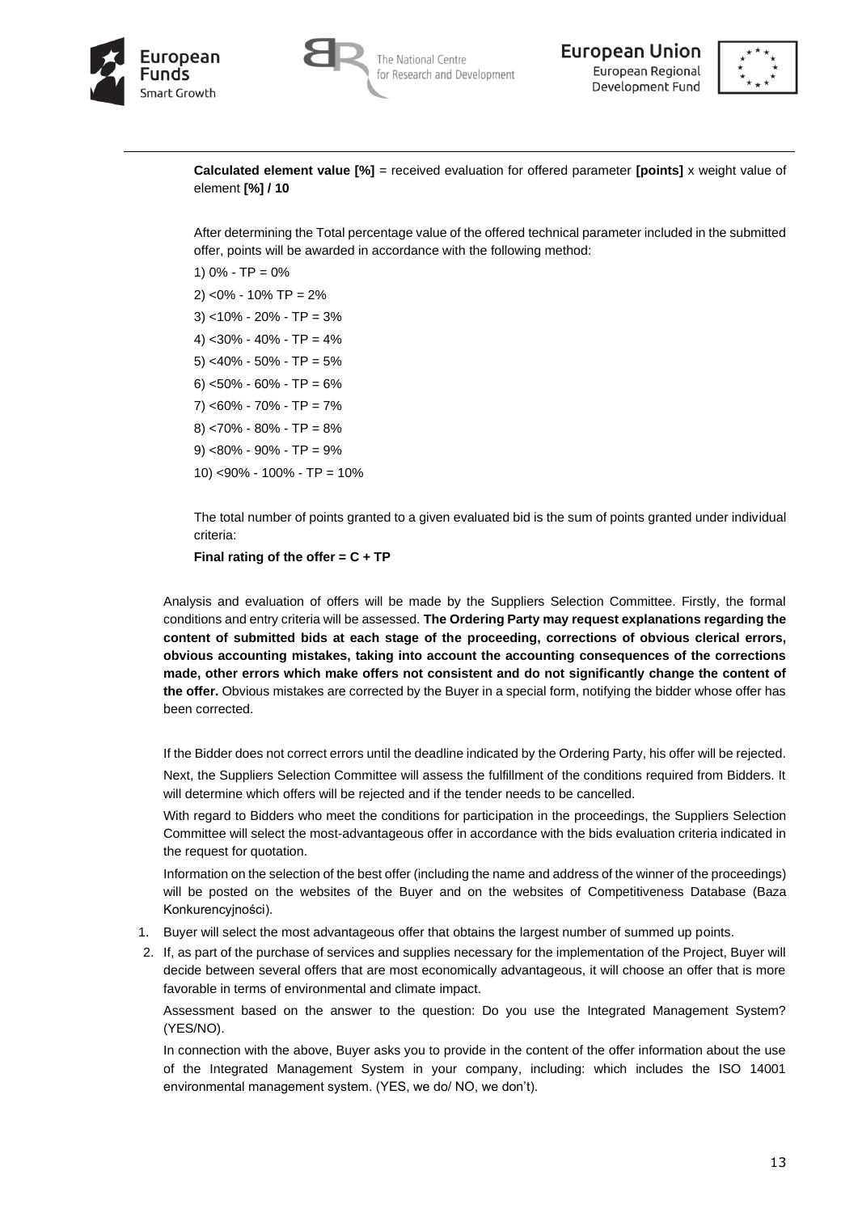**Calculated element value [%]** = received evaluation for offered parameter **[points]** x weight value of element **[%] / 10**

After determining the Total percentage value of the offered technical parameter included in the submitted offer, points will be awarded in accordance with the following method:

1) 0% - TP = 0%

2) <0% - 10% TP = 2%

3) <10% - 20% - TP = 3%

4) <30% - 40% - TP = 4%

5) <40% - 50% - TP = 5%

6) <50% - 60% - TP = 6%

7) <60% - 70% - TP = 7%

8) <70% - 80% - TP = 8%

9) <80% - 90% - TP = 9%

10) <90% - 100% - TP = 10%

The total number of points granted to a given evaluated bid is the sum of points granted under individual criteria:

**Final rating of the offer = C + TP**

Analysis and evaluation of offers will be made by the Suppliers Selection Committee. Firstly, the formal conditions and entry criteria will be assessed. **The Ordering Party may request explanations regarding the content of submitted bids at each stage of the proceeding, corrections of obvious clerical errors, obvious accounting mistakes, taking into account the accounting consequences of the corrections made, other errors which make offers not consistent and do not significantly change the content of the offer.** Obvious mistakes are corrected by the Buyer in a special form, notifying the bidder whose offer has been corrected.

If the Bidder does not correct errors until the deadline indicated by the Ordering Party, his offer will be rejected.

Next, the Suppliers Selection Committee will assess the fulfillment of the conditions required from Bidders. It will determine which offers will be rejected and if the tender needs to be cancelled.

With regard to Bidders who meet the conditions for participation in the proceedings, the Suppliers Selection Committee will select the most-advantageous offer in accordance with the bids evaluation criteria indicated in the request for quotation.

Information on the selection of the best offer (including the name and address of the winner of the proceedings) will be posted on the websites of the Buyer and on the websites of Competitiveness Database (Baza Konkurencyjności).

1. Buyer will select the most advantageous offer that obtains the largest number of summed up points.
2. If, as part of the purchase of services and supplies necessary for the implementation of the Project, Buyer will decide between several offers that are most economically advantageous, it will choose an offer that is more favorable in terms of environmental and climate impact.

   Assessment based on the answer to the question: Do you use the Integrated Management System? (YES/NO).

   In connection with the above, Buyer asks you to provide in the content of the offer information about the use of the Integrated Management System in your company, including: which includes the ISO 14001 environmental management system. (YES, we do/ NO, we don't).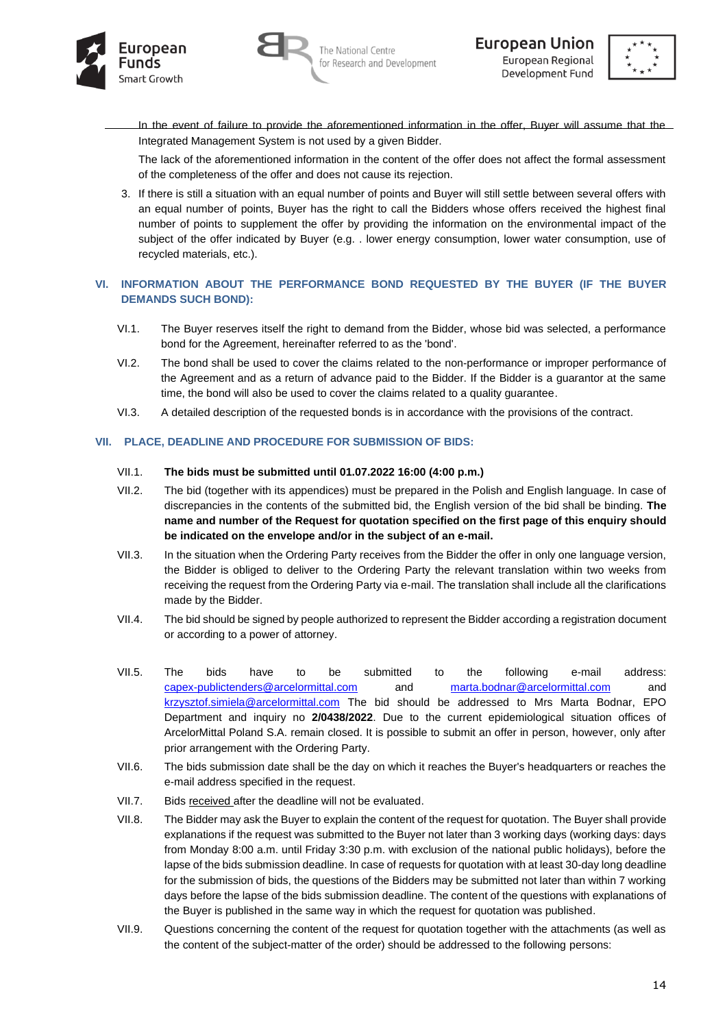In the event of failure to provide the aforementioned information in the offer, Buyer will assume that the Integrated Management System is not used by a given Bidder.

The lack of the aforementioned information in the content of the offer does not affect the formal assessment of the completeness of the offer and does not cause its rejection.

3. If there is still a situation with an equal number of points and Buyer will still settle between several offers with an equal number of points, Buyer has the right to call the Bidders whose offers received the highest final number of points to supplement the offer by providing the information on the environmental impact of the subject of the offer indicated by Buyer (e.g. . lower energy consumption, lower water consumption, use of recycled materials, etc.).

## VI. INFORMATION ABOUT THE PERFORMANCE BOND REQUESTED BY THE BUYER (IF THE BUYER DEMANDS SUCH BOND):

VI.1. The Buyer reserves itself the right to demand from the Bidder, whose bid was selected, a performance bond for the Agreement, hereinafter referred to as the 'bond'.

VI.2. The bond shall be used to cover the claims related to the non-performance or improper performance of the Agreement and as a return of advance paid to the Bidder. If the Bidder is a guarantor at the same time, the bond will also be used to cover the claims related to a quality guarantee.

VI.3. A detailed description of the requested bonds is in accordance with the provisions of the contract.

## VII. PLACE, DEADLINE AND PROCEDURE FOR SUBMISSION OF BIDS:

VII.1. **The bids must be submitted until 01.07.2022 16:00 (4:00 p.m.)**

VII.2. The bid (together with its appendices) must be prepared in the Polish and English language. In case of discrepancies in the contents of the submitted bid, the English version of the bid shall be binding. **The name and number of the Request for quotation specified on the first page of this enquiry should be indicated on the envelope and/or in the subject of an e-mail.**

VII.3. In the situation when the Ordering Party receives from the Bidder the offer in only one language version, the Bidder is obliged to deliver to the Ordering Party the relevant translation within two weeks from receiving the request from the Ordering Party via e-mail. The translation shall include all the clarifications made by the Bidder.

VII.4. The bid should be signed by people authorized to represent the Bidder according a registration document or according to a power of attorney.

VII.5. The bids have to be submitted to the following e-mail address: capex-publictenders@arcelormittal.com and marta.bodnar@arcelormittal.com and krzysztof.simiela@arcelormittal.com The bid should be addressed to Mrs Marta Bodnar, EPO Department and inquiry no **2/0438/2022**. Due to the current epidemiological situation offices of ArcelorMittal Poland S.A. remain closed. It is possible to submit an offer in person, however, only after prior arrangement with the Ordering Party.

VII.6. The bids submission date shall be the day on which it reaches the Buyer's headquarters or reaches the e-mail address specified in the request.

VII.7. Bids received after the deadline will not be evaluated.

VII.8. The Bidder may ask the Buyer to explain the content of the request for quotation. The Buyer shall provide explanations if the request was submitted to the Buyer not later than 3 working days (working days: days from Monday 8:00 a.m. until Friday 3:30 p.m. with exclusion of the national public holidays), before the lapse of the bids submission deadline. In case of requests for quotation with at least 30-day long deadline for the submission of bids, the questions of the Bidders may be submitted not later than within 7 working days before the lapse of the bids submission deadline. The content of the questions with explanations of the Buyer is published in the same way in which the request for quotation was published.

VII.9. Questions concerning the content of the request for quotation together with the attachments (as well as the content of the subject-matter of the order) should be addressed to the following persons: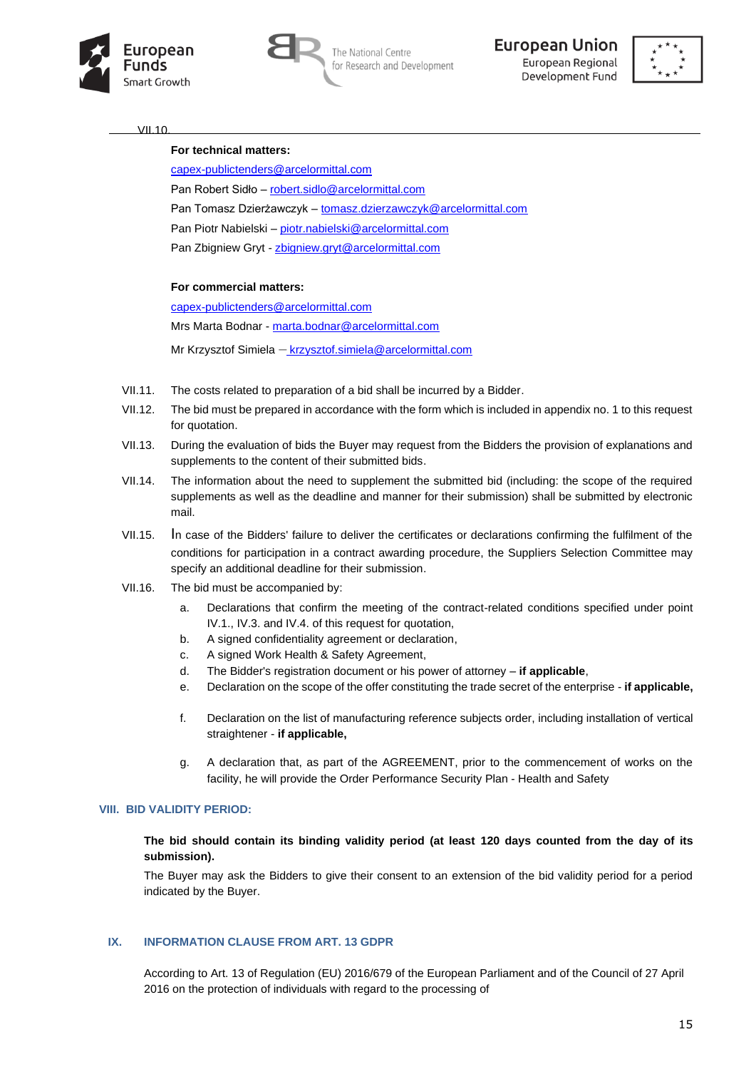VII.10.

**For technical matters:**

capex-publictenders@arcelormittal.com

Pan Robert Sidło – robert.sidlo@arcelormittal.com

Pan Tomasz Dzierżawczyk – tomasz.dzierzawczyk@arcelormittal.com

Pan Piotr Nabielski – piotr.nabielski@arcelormittal.com

Pan Zbigniew Gryt - zbigniew.gryt@arcelormittal.com

**For commercial matters:**

capex-publictenders@arcelormittal.com

Mrs Marta Bodnar - marta.bodnar@arcelormittal.com

Mr Krzysztof Simiela – krzysztof.simiela@arcelormittal.com

VII.11. The costs related to preparation of a bid shall be incurred by a Bidder.

VII.12. The bid must be prepared in accordance with the form which is included in appendix no. 1 to this request for quotation.

VII.13. During the evaluation of bids the Buyer may request from the Bidders the provision of explanations and supplements to the content of their submitted bids.

VII.14. The information about the need to supplement the submitted bid (including: the scope of the required supplements as well as the deadline and manner for their submission) shall be submitted by electronic mail.

VII.15. In case of the Bidders' failure to deliver the certificates or declarations confirming the fulfilment of the conditions for participation in a contract awarding procedure, the Suppliers Selection Committee may specify an additional deadline for their submission.

VII.16. The bid must be accompanied by:

a. Declarations that confirm the meeting of the contract-related conditions specified under point IV.1., IV.3. and IV.4. of this request for quotation,
b. A signed confidentiality agreement or declaration,
c. A signed Work Health & Safety Agreement,
d. The Bidder's registration document or his power of attorney – **if applicable**,
e. Declaration on the scope of the offer constituting the trade secret of the enterprise - **if applicable,**
f. Declaration on the list of manufacturing reference subjects order, including installation of vertical straightener - **if applicable,**
g. A declaration that, as part of the AGREEMENT, prior to the commencement of works on the facility, he will provide the Order Performance Security Plan - Health and Safety

## VIII. BID VALIDITY PERIOD:

**The bid should contain its binding validity period (at least 120 days counted from the day of its submission).**

The Buyer may ask the Bidders to give their consent to an extension of the bid validity period for a period indicated by the Buyer.

## IX. INFORMATION CLAUSE FROM ART. 13 GDPR

According to Art. 13 of Regulation (EU) 2016/679 of the European Parliament and of the Council of 27 April 2016 on the protection of individuals with regard to the processing of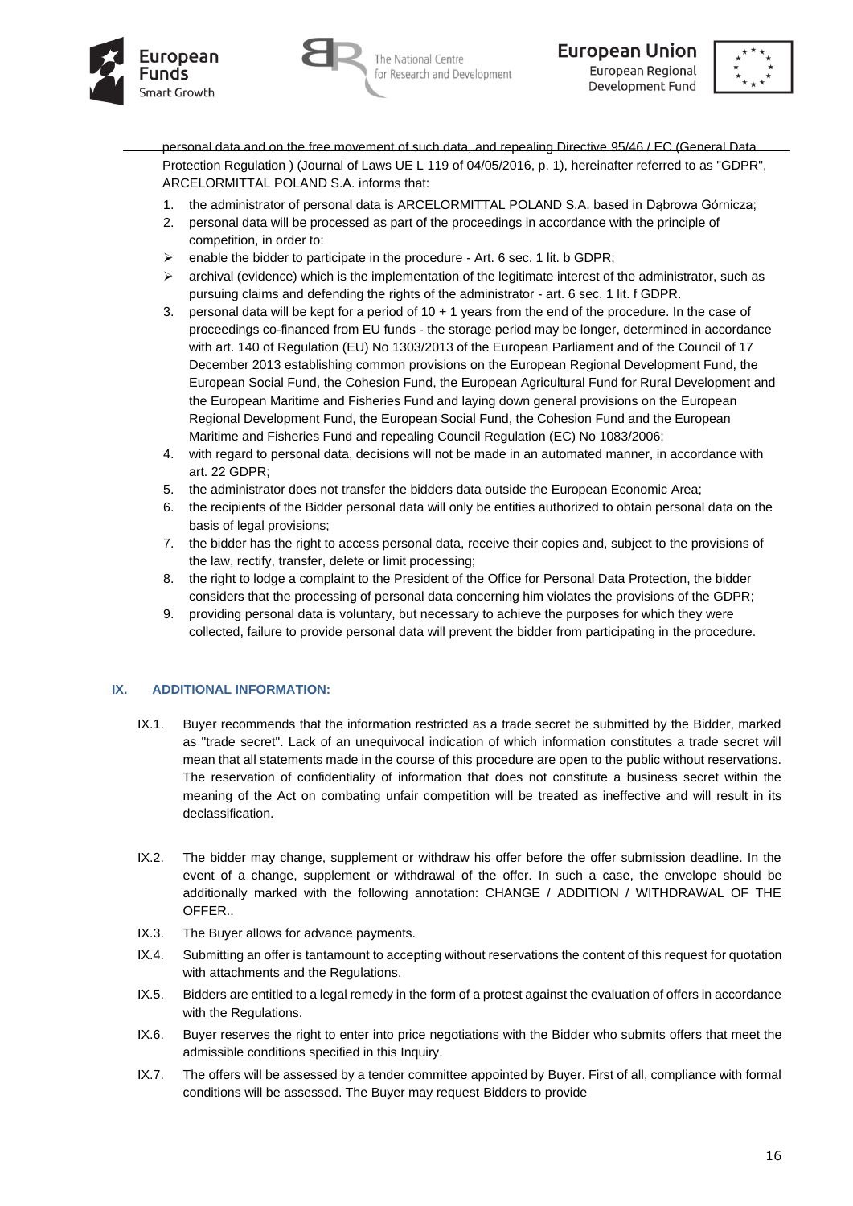personal data and on the free movement of such data, and repealing Directive 95/46 / EC (General Data Protection Regulation ) (Journal of Laws UE L 119 of 04/05/2016, p. 1), hereinafter referred to as "GDPR", ARCELORMITTAL POLAND S.A. informs that:

1. the administrator of personal data is ARCELORMITTAL POLAND S.A. based in Dąbrowa Górnicza;
2. personal data will be processed as part of the proceedings in accordance with the principle of competition, in order to:
   - enable the bidder to participate in the procedure - Art. 6 sec. 1 lit. b GDPR;
   - archival (evidence) which is the implementation of the legitimate interest of the administrator, such as pursuing claims and defending the rights of the administrator - art. 6 sec. 1 lit. f GDPR.
3. personal data will be kept for a period of 10 + 1 years from the end of the procedure. In the case of proceedings co-financed from EU funds - the storage period may be longer, determined in accordance with art. 140 of Regulation (EU) No 1303/2013 of the European Parliament and of the Council of 17 December 2013 establishing common provisions on the European Regional Development Fund, the European Social Fund, the Cohesion Fund, the European Agricultural Fund for Rural Development and the European Maritime and Fisheries Fund and laying down general provisions on the European Regional Development Fund, the European Social Fund, the Cohesion Fund and the European Maritime and Fisheries Fund and repealing Council Regulation (EC) No 1083/2006;
4. with regard to personal data, decisions will not be made in an automated manner, in accordance with art. 22 GDPR;
5. the administrator does not transfer the bidders data outside the European Economic Area;
6. the recipients of the Bidder personal data will only be entities authorized to obtain personal data on the basis of legal provisions;
7. the bidder has the right to access personal data, receive their copies and, subject to the provisions of the law, rectify, transfer, delete or limit processing;
8. the right to lodge a complaint to the President of the Office for Personal Data Protection, the bidder considers that the processing of personal data concerning him violates the provisions of the GDPR;
9. providing personal data is voluntary, but necessary to achieve the purposes for which they were collected, failure to provide personal data will prevent the bidder from participating in the procedure.

## IX. ADDITIONAL INFORMATION:

IX.1. Buyer recommends that the information restricted as a trade secret be submitted by the Bidder, marked as "trade secret". Lack of an unequivocal indication of which information constitutes a trade secret will mean that all statements made in the course of this procedure are open to the public without reservations. The reservation of confidentiality of information that does not constitute a business secret within the meaning of the Act on combating unfair competition will be treated as ineffective and will result in its declassification.

IX.2. The bidder may change, supplement or withdraw his offer before the offer submission deadline. In the event of a change, supplement or withdrawal of the offer. In such a case, the envelope should be additionally marked with the following annotation: CHANGE / ADDITION / WITHDRAWAL OF THE OFFER..

IX.3. The Buyer allows for advance payments.

IX.4. Submitting an offer is tantamount to accepting without reservations the content of this request for quotation with attachments and the Regulations.

IX.5. Bidders are entitled to a legal remedy in the form of a protest against the evaluation of offers in accordance with the Regulations.

IX.6. Buyer reserves the right to enter into price negotiations with the Bidder who submits offers that meet the admissible conditions specified in this Inquiry.

IX.7. The offers will be assessed by a tender committee appointed by Buyer. First of all, compliance with formal conditions will be assessed. The Buyer may request Bidders to provide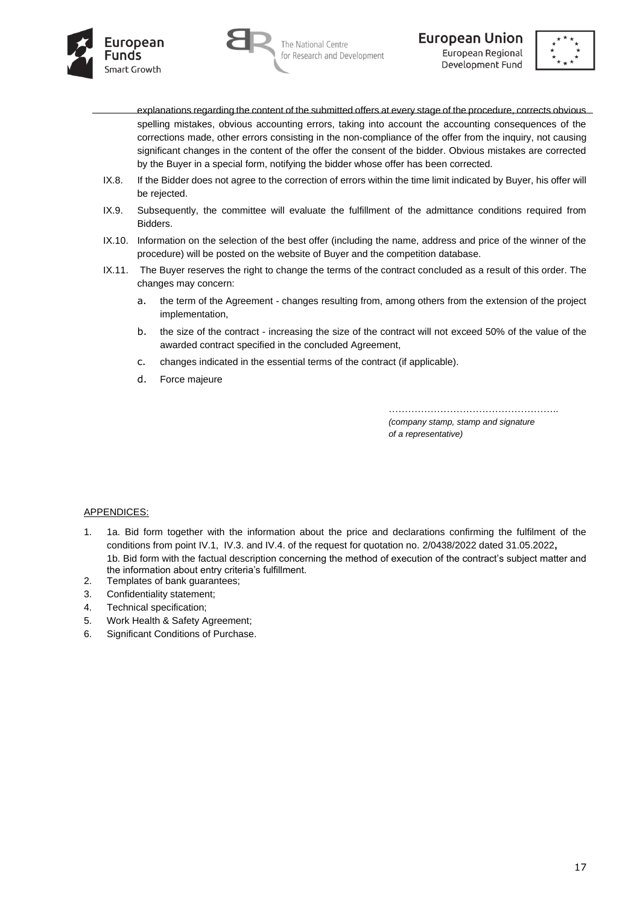explanations regarding the content of the submitted offers at every stage of the procedure, corrects obvious spelling mistakes, obvious accounting errors, taking into account the accounting consequences of the corrections made, other errors consisting in the non-compliance of the offer from the inquiry, not causing significant changes in the content of the offer the consent of the bidder. Obvious mistakes are corrected by the Buyer in a special form, notifying the bidder whose offer has been corrected.

IX.8. If the Bidder does not agree to the correction of errors within the time limit indicated by Buyer, his offer will be rejected.

IX.9. Subsequently, the committee will evaluate the fulfillment of the admittance conditions required from Bidders.

IX.10. Information on the selection of the best offer (including the name, address and price of the winner of the procedure) will be posted on the website of Buyer and the competition database.

IX.11. The Buyer reserves the right to change the terms of the contract concluded as a result of this order. The changes may concern:

a. the term of the Agreement - changes resulting from, among others from the extension of the project implementation,
b. the size of the contract - increasing the size of the contract will not exceed 50% of the value of the awarded contract specified in the concluded Agreement,
c. changes indicated in the essential terms of the contract (if applicable).
d. Force majeure

……………………………………………..
*(company stamp, stamp and signature of a representative)*

APPENDICES:

1. 1a. Bid form together with the information about the price and declarations confirming the fulfilment of the conditions from point IV.1, IV.3. and IV.4. of the request for quotation no. 2/0438/2022 dated 31.05.2022**,**
   1b. Bid form with the factual description concerning the method of execution of the contract's subject matter and the information about entry criteria's fulfillment.
2. Templates of bank guarantees;
3. Confidentiality statement;
4. Technical specification;
5. Work Health & Safety Agreement;
6. Significant Conditions of Purchase.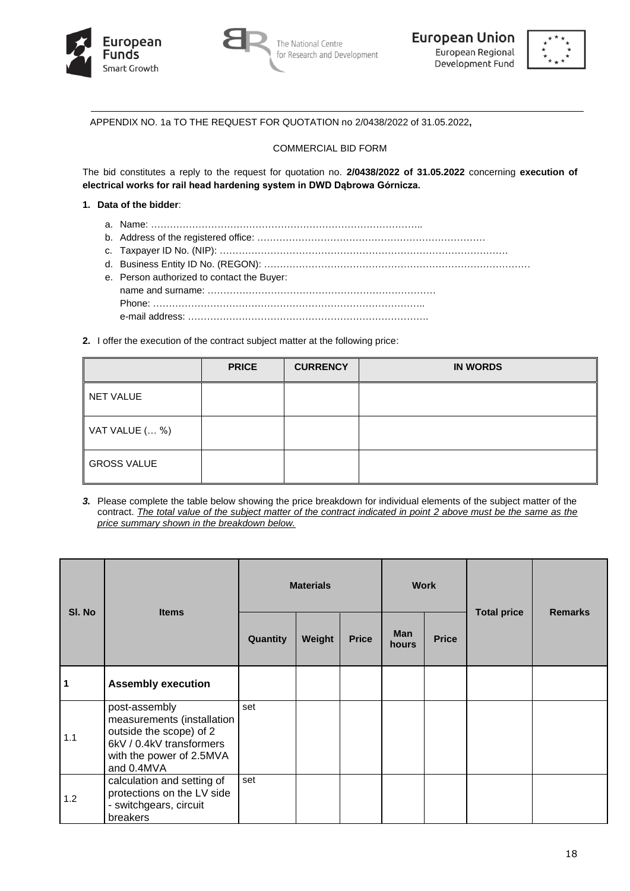APPENDIX NO. 1a TO THE REQUEST FOR QUOTATION no 2/0438/2022 of 31.05.2022**,**

COMMERCIAL BID FORM

The bid constitutes a reply to the request for quotation no. **2/0438/2022 of 31.05.2022** concerning **execution of electrical works for rail head hardening system in DWD Dąbrowa Górnicza.**

**1. Data of the bidder**:

a. Name: …………………………………………………………………………..
b. Address of the registered office: ………………………………………………………………
c. Taxpayer ID No. (NIP): ………………………………………………………………………………
d. Business Entity ID No. (REGON): …………………………………………………………………………
e. Person authorized to contact the Buyer:
name and surname: ………………………………………………………………
Phone: …………………………………………………………………………..
e-mail address: ………………………………………………………………….

**2.** I offer the execution of the contract subject matter at the following price:

| | PRICE | CURRENCY | IN WORDS |
|---|---|---|---|
| NET VALUE | | | |
| VAT VALUE (… %) | | | |
| GROSS VALUE | | | |

***3.*** Please complete the table below showing the price breakdown for individual elements of the subject matter of the contract. *The total value of the subject matter of the contract indicated in point 2 above must be the same as the price summary shown in the breakdown below.*

| Sl. No | Items | Materials | | | Work | | Total price | Remarks |
|---|---|---|---|---|---|---|---|---|
| | | Quantity | Weight | Price | Man hours | Price | | |
| 1 | **Assembly execution** | | | | | | | |
| 1.1 | post-assembly measurements (installation outside the scope) of 2 6kV / 0.4kV transformers with the power of 2.5MVA and 0.4MVA | set | | | | | | |
| 1.2 | calculation and setting of protections on the LV side - switchgears, circuit breakers | set | | | | | | |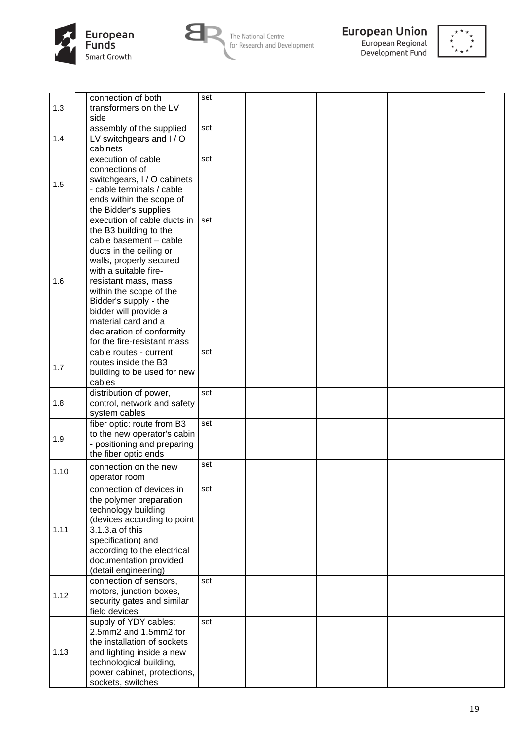| | | | | | | | | |
|---|---|---|---|---|---|---|---|---|
| 1.3 | connection of both transformers on the LV side | set | | | | | | |
| 1.4 | assembly of the supplied LV switchgears and I / O cabinets | set | | | | | | |
| 1.5 | execution of cable connections of switchgears, I / O cabinets - cable terminals / cable ends within the scope of the Bidder's supplies | set | | | | | | |
| 1.6 | execution of cable ducts in the B3 building to the cable basement – cable ducts in the ceiling or walls, properly secured with a suitable fire-resistant mass, mass within the scope of the Bidder's supply - the bidder will provide a material card and a declaration of conformity for the fire-resistant mass | set | | | | | | |
| 1.7 | cable routes - current routes inside the B3 building to be used for new cables | set | | | | | | |
| 1.8 | distribution of power, control, network and safety system cables | set | | | | | | |
| 1.9 | fiber optic: route from B3 to the new operator's cabin - positioning and preparing the fiber optic ends | set | | | | | | |
| 1.10 | connection on the new operator room | set | | | | | | |
| 1.11 | connection of devices in the polymer preparation technology building (devices according to point 3.1.3.a of this specification) and according to the electrical documentation provided (detail engineering) | set | | | | | | |
| 1.12 | connection of sensors, motors, junction boxes, security gates and similar field devices | set | | | | | | |
| 1.13 | supply of YDY cables: 2.5mm2 and 1.5mm2 for the installation of sockets and lighting inside a new technological building, power cabinet, protections, sockets, switches | set | | | | | | |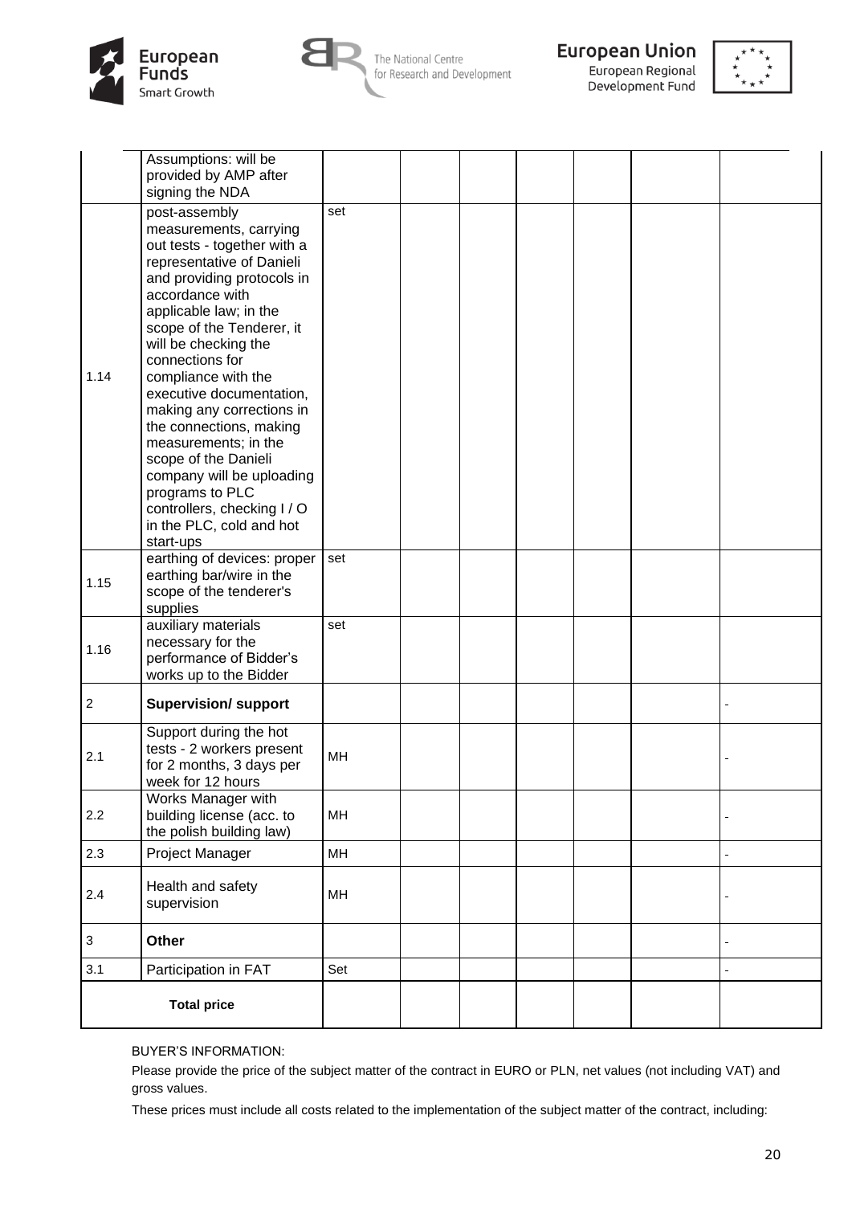| | | | | | | | | |
|---|---|---|---|---|---|---|---|---|
| | Assumptions: will be provided by AMP after signing the NDA | | | | | | | |
| 1.14 | post-assembly measurements, carrying out tests - together with a representative of Danieli and providing protocols in accordance with applicable law; in the scope of the Tenderer, it will be checking the connections for compliance with the executive documentation, making any corrections in the connections, making measurements; in the scope of the Danieli company will be uploading programs to PLC controllers, checking I / O in the PLC, cold and hot start-ups | set | | | | | | |
| 1.15 | earthing of devices: proper earthing bar/wire in the scope of the tenderer's supplies | set | | | | | | |
| 1.16 | auxiliary materials necessary for the performance of Bidder's works up to the Bidder | set | | | | | | |
| 2 | **Supervision/ support** | | | | | | | - |
| 2.1 | Support during the hot tests - 2 workers present for 2 months, 3 days per week for 12 hours | MH | | | | | | - |
| 2.2 | Works Manager with building license (acc. to the polish building law) | MH | | | | | | - |
| 2.3 | Project Manager | MH | | | | | | - |
| 2.4 | Health and safety supervision | MH | | | | | | - |
| 3 | **Other** | | | | | | | - |
| 3.1 | Participation in FAT | Set | | | | | | - |
| **Total price** | | | | | | | | |

BUYER'S INFORMATION:

Please provide the price of the subject matter of the contract in EURO or PLN, net values (not including VAT) and gross values.

These prices must include all costs related to the implementation of the subject matter of the contract, including: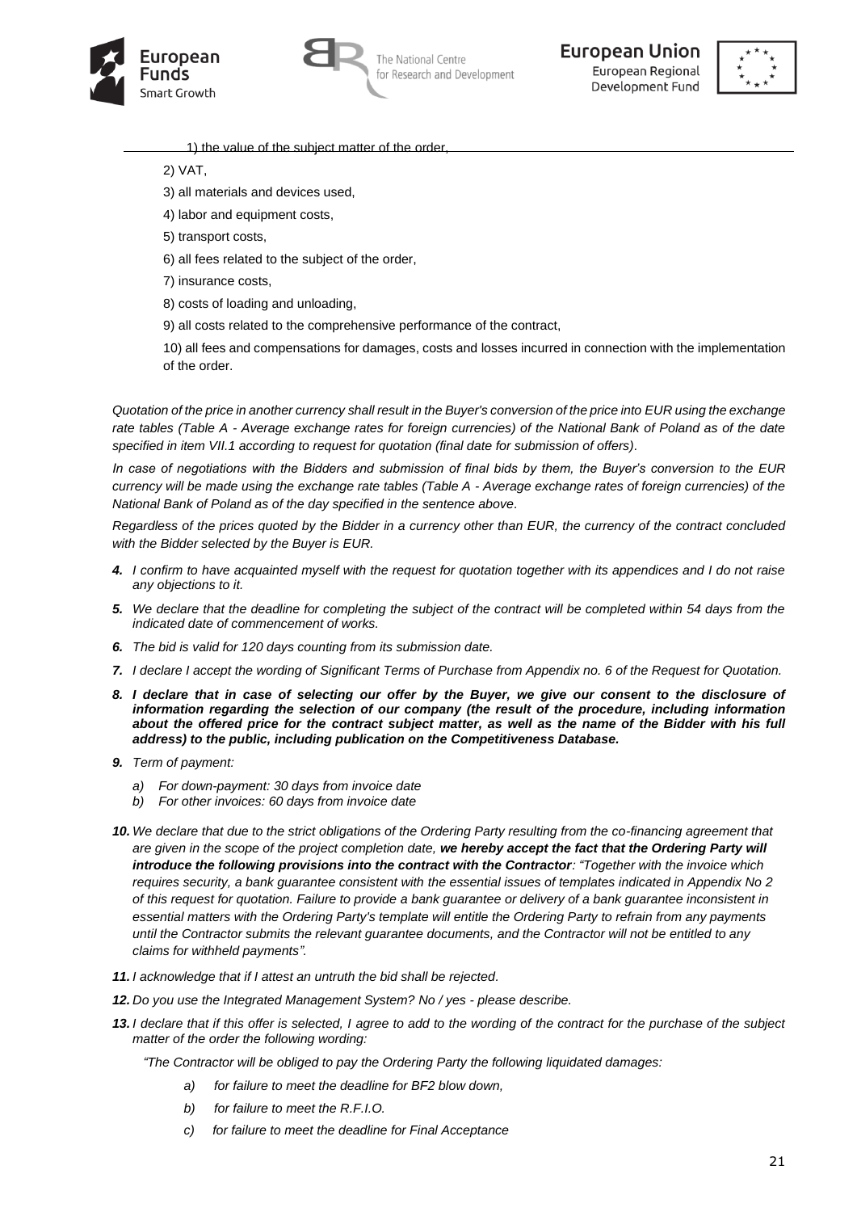1) the value of the subject matter of the order,

2) VAT,

3) all materials and devices used,

4) labor and equipment costs,

5) transport costs,

6) all fees related to the subject of the order,

7) insurance costs,

8) costs of loading and unloading,

9) all costs related to the comprehensive performance of the contract,

10) all fees and compensations for damages, costs and losses incurred in connection with the implementation of the order.

*Quotation of the price in another currency shall result in the Buyer's conversion of the price into EUR using the exchange rate tables (Table A - Average exchange rates for foreign currencies) of the National Bank of Poland as of the date specified in item VII.1 according to request for quotation (final date for submission of offers).*

*In case of negotiations with the Bidders and submission of final bids by them, the Buyer's conversion to the EUR currency will be made using the exchange rate tables (Table A - Average exchange rates of foreign currencies) of the National Bank of Poland as of the day specified in the sentence above.*

*Regardless of the prices quoted by the Bidder in a currency other than EUR, the currency of the contract concluded with the Bidder selected by the Buyer is EUR.*

***4.*** *I confirm to have acquainted myself with the request for quotation together with its appendices and I do not raise any objections to it.*

***5.*** *We declare that the deadline for completing the subject of the contract will be completed within 54 days from the indicated date of commencement of works.*

***6.*** *The bid is valid for 120 days counting from its submission date.*

***7.*** *I declare I accept the wording of Significant Terms of Purchase from Appendix no. 6 of the Request for Quotation.*

***8. I declare that in case of selecting our offer by the Buyer, we give our consent to the disclosure of information regarding the selection of our company (the result of the procedure, including information about the offered price for the contract subject matter, as well as the name of the Bidder with his full address) to the public, including publication on the Competitiveness Database.***

***9.*** *Term of payment:*

- *a) For down-payment: 30 days from invoice date*
- *b) For other invoices: 60 days from invoice date*

***10.*** *We declare that due to the strict obligations of the Ordering Party resulting from the co-financing agreement that are given in the scope of the project completion date,* ***we hereby accept the fact that the Ordering Party will introduce the following provisions into the contract with the Contractor****: "Together with the invoice which requires security, a bank guarantee consistent with the essential issues of templates indicated in Appendix No 2 of this request for quotation. Failure to provide a bank guarantee or delivery of a bank guarantee inconsistent in essential matters with the Ordering Party's template will entitle the Ordering Party to refrain from any payments until the Contractor submits the relevant guarantee documents, and the Contractor will not be entitled to any claims for withheld payments".*

***11.*** *I acknowledge that if I attest an untruth the bid shall be rejected.*

***12.*** *Do you use the Integrated Management System? No / yes - please describe.*

***13.*** *I declare that if this offer is selected, I agree to add to the wording of the contract for the purchase of the subject matter of the order the following wording:*

*"The Contractor will be obliged to pay the Ordering Party the following liquidated damages:*

- *a) for failure to meet the deadline for BF2 blow down,*
- *b) for failure to meet the R.F.I.O.*
- *c) for failure to meet the deadline for Final Acceptance*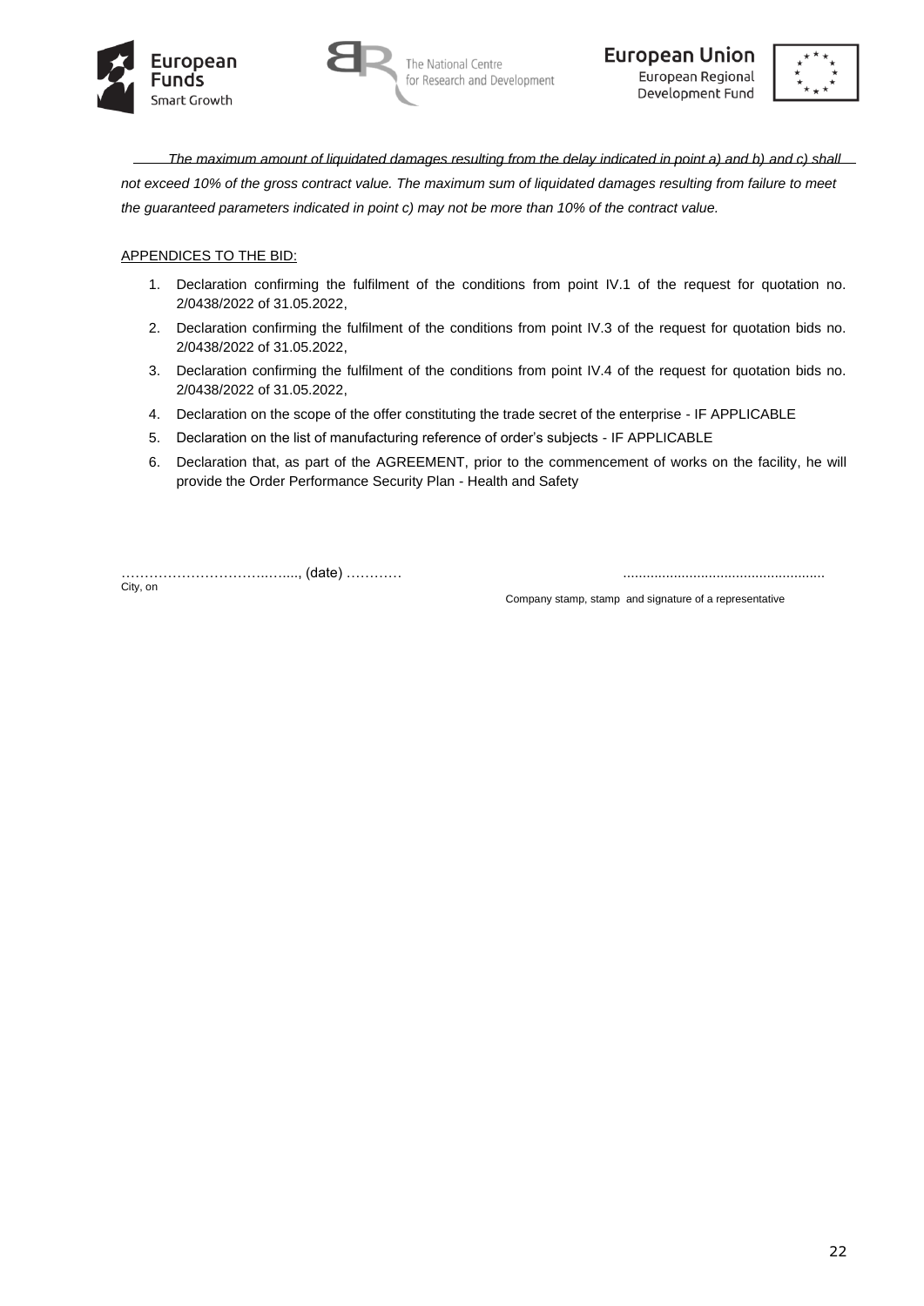*The maximum amount of liquidated damages resulting from the delay indicated in point a) and b) and c) shall not exceed 10% of the gross contract value. The maximum sum of liquidated damages resulting from failure to meet the guaranteed parameters indicated in point c) may not be more than 10% of the contract value.*

APPENDICES TO THE BID:

1. Declaration confirming the fulfilment of the conditions from point IV.1 of the request for quotation no. 2/0438/2022 of 31.05.2022,
2. Declaration confirming the fulfilment of the conditions from point IV.3 of the request for quotation bids no. 2/0438/2022 of 31.05.2022,
3. Declaration confirming the fulfilment of the conditions from point IV.4 of the request for quotation bids no. 2/0438/2022 of 31.05.2022,
4. Declaration on the scope of the offer constituting the trade secret of the enterprise - IF APPLICABLE
5. Declaration on the list of manufacturing reference of order's subjects - IF APPLICABLE
6. Declaration that, as part of the AGREEMENT, prior to the commencement of works on the facility, he will provide the Order Performance Security Plan - Health and Safety

……………………………..….., (date) …………
City, on

...................................................
Company stamp, stamp and signature of a representative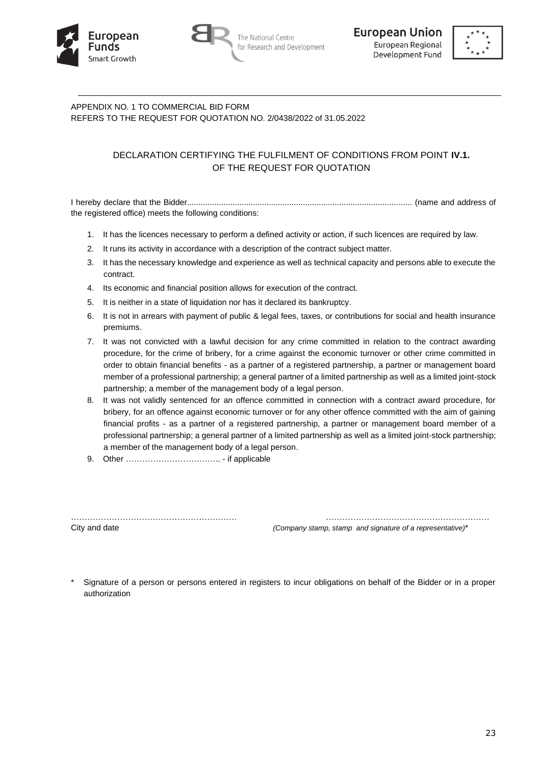APPENDIX NO. 1 TO COMMERCIAL BID FORM
REFERS TO THE REQUEST FOR QUOTATION NO. 2/0438/2022 of 31.05.2022

## DECLARATION CERTIFYING THE FULFILMENT OF CONDITIONS FROM POINT **IV.1.** OF THE REQUEST FOR QUOTATION

I hereby declare that the Bidder.................................................................................................. (name and address of the registered office) meets the following conditions:

1. It has the licences necessary to perform a defined activity or action, if such licences are required by law.
2. It runs its activity in accordance with a description of the contract subject matter.
3. It has the necessary knowledge and experience as well as technical capacity and persons able to execute the contract.
4. Its economic and financial position allows for execution of the contract.
5. It is neither in a state of liquidation nor has it declared its bankruptcy.
6. It is not in arrears with payment of public & legal fees, taxes, or contributions for social and health insurance premiums.
7. It was not convicted with a lawful decision for any crime committed in relation to the contract awarding procedure, for the crime of bribery, for a crime against the economic turnover or other crime committed in order to obtain financial benefits - as a partner of a registered partnership, a partner or management board member of a professional partnership; a general partner of a limited partnership as well as a limited joint-stock partnership; a member of the management body of a legal person.
8. It was not validly sentenced for an offence committed in connection with a contract award procedure, for bribery, for an offence against economic turnover or for any other offence committed with the aim of gaining financial profits - as a partner of a registered partnership, a partner or management board member of a professional partnership; a general partner of a limited partnership as well as a limited joint-stock partnership; a member of the management body of a legal person.
9. Other …………………………….. - if applicable

…………………………………………………….
City and date

……………………………………………………
*(Company stamp, stamp and signature of a representative)**

\* Signature of a person or persons entered in registers to incur obligations on behalf of the Bidder or in a proper authorization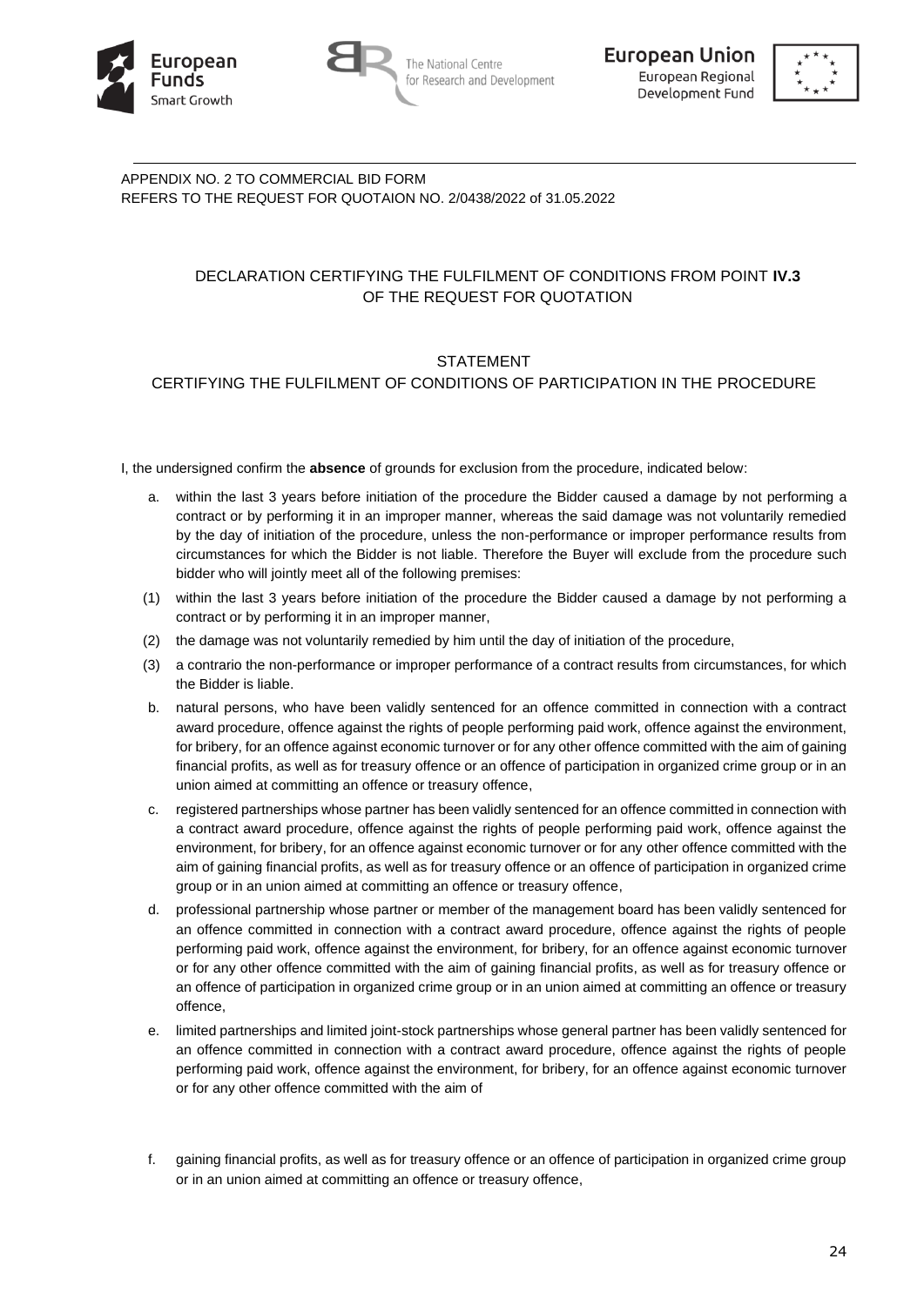APPENDIX NO. 2 TO COMMERCIAL BID FORM
REFERS TO THE REQUEST FOR QUOTAION NO. 2/0438/2022 of 31.05.2022

## DECLARATION CERTIFYING THE FULFILMENT OF CONDITIONS FROM POINT **IV.3** OF THE REQUEST FOR QUOTATION

## STATEMENT
## CERTIFYING THE FULFILMENT OF CONDITIONS OF PARTICIPATION IN THE PROCEDURE

I, the undersigned confirm the **absence** of grounds for exclusion from the procedure, indicated below:

a. within the last 3 years before initiation of the procedure the Bidder caused a damage by not performing a contract or by performing it in an improper manner, whereas the said damage was not voluntarily remedied by the day of initiation of the procedure, unless the non-performance or improper performance results from circumstances for which the Bidder is not liable. Therefore the Buyer will exclude from the procedure such bidder who will jointly meet all of the following premises:

(1) within the last 3 years before initiation of the procedure the Bidder caused a damage by not performing a contract or by performing it in an improper manner,

(2) the damage was not voluntarily remedied by him until the day of initiation of the procedure,

(3) a contrario the non-performance or improper performance of a contract results from circumstances, for which the Bidder is liable.

b. natural persons, who have been validly sentenced for an offence committed in connection with a contract award procedure, offence against the rights of people performing paid work, offence against the environment, for bribery, for an offence against economic turnover or for any other offence committed with the aim of gaining financial profits, as well as for treasury offence or an offence of participation in organized crime group or in an union aimed at committing an offence or treasury offence,

c. registered partnerships whose partner has been validly sentenced for an offence committed in connection with a contract award procedure, offence against the rights of people performing paid work, offence against the environment, for bribery, for an offence against economic turnover or for any other offence committed with the aim of gaining financial profits, as well as for treasury offence or an offence of participation in organized crime group or in an union aimed at committing an offence or treasury offence,

d. professional partnership whose partner or member of the management board has been validly sentenced for an offence committed in connection with a contract award procedure, offence against the rights of people performing paid work, offence against the environment, for bribery, for an offence against economic turnover or for any other offence committed with the aim of gaining financial profits, as well as for treasury offence or an offence of participation in organized crime group or in an union aimed at committing an offence or treasury offence,

e. limited partnerships and limited joint-stock partnerships whose general partner has been validly sentenced for an offence committed in connection with a contract award procedure, offence against the rights of people performing paid work, offence against the environment, for bribery, for an offence against economic turnover or for any other offence committed with the aim of

f. gaining financial profits, as well as for treasury offence or an offence of participation in organized crime group or in an union aimed at committing an offence or treasury offence,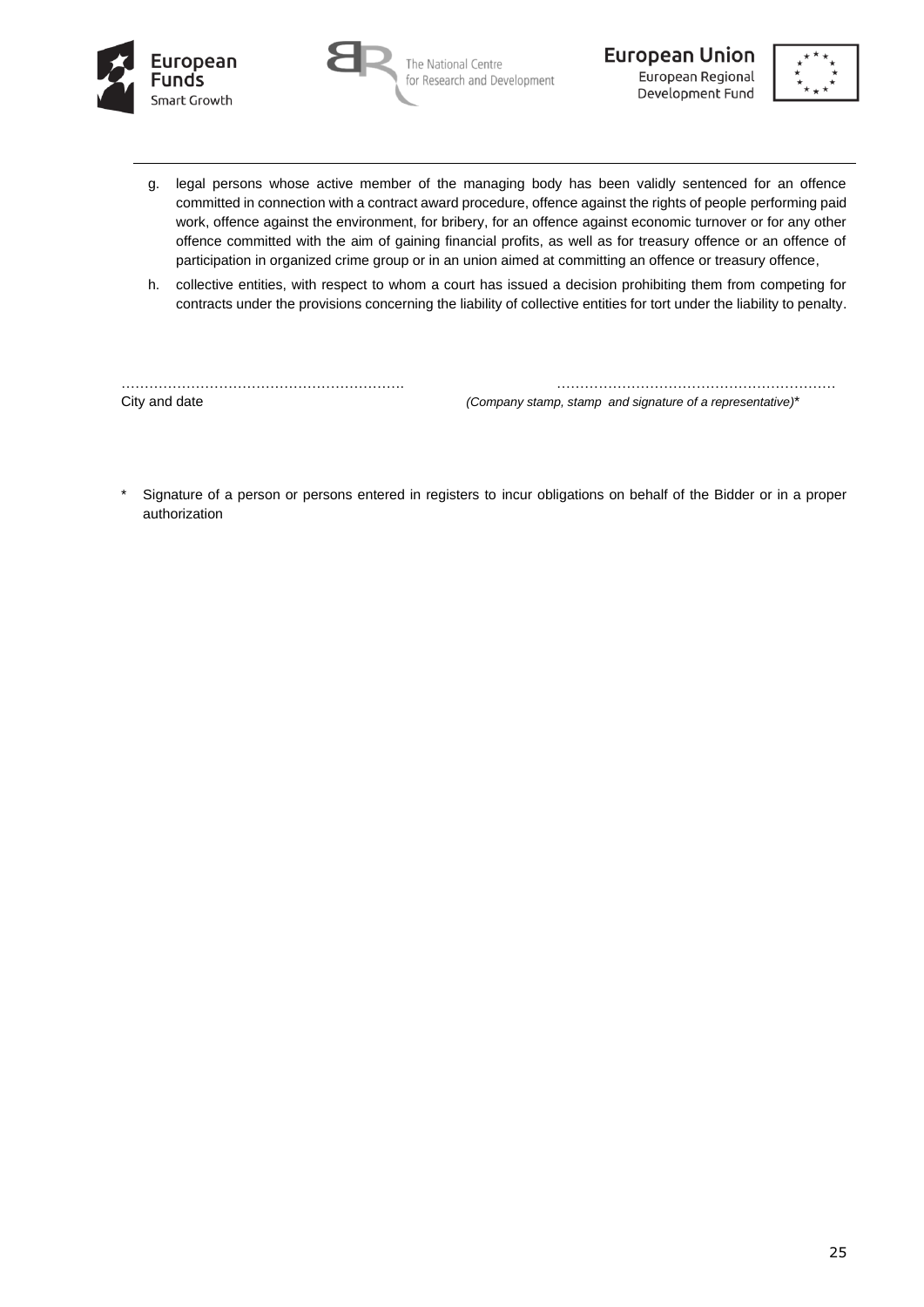g. legal persons whose active member of the managing body has been validly sentenced for an offence committed in connection with a contract award procedure, offence against the rights of people performing paid work, offence against the environment, for bribery, for an offence against economic turnover or for any other offence committed with the aim of gaining financial profits, as well as for treasury offence or an offence of participation in organized crime group or in an union aimed at committing an offence or treasury offence,

h. collective entities, with respect to whom a court has issued a decision prohibiting them from competing for contracts under the provisions concerning the liability of collective entities for tort under the liability to penalty.

……………………………………………………. ……………………………………………………

City and date *(Company stamp, stamp and signature of a representative)**

\* Signature of a person or persons entered in registers to incur obligations on behalf of the Bidder or in a proper authorization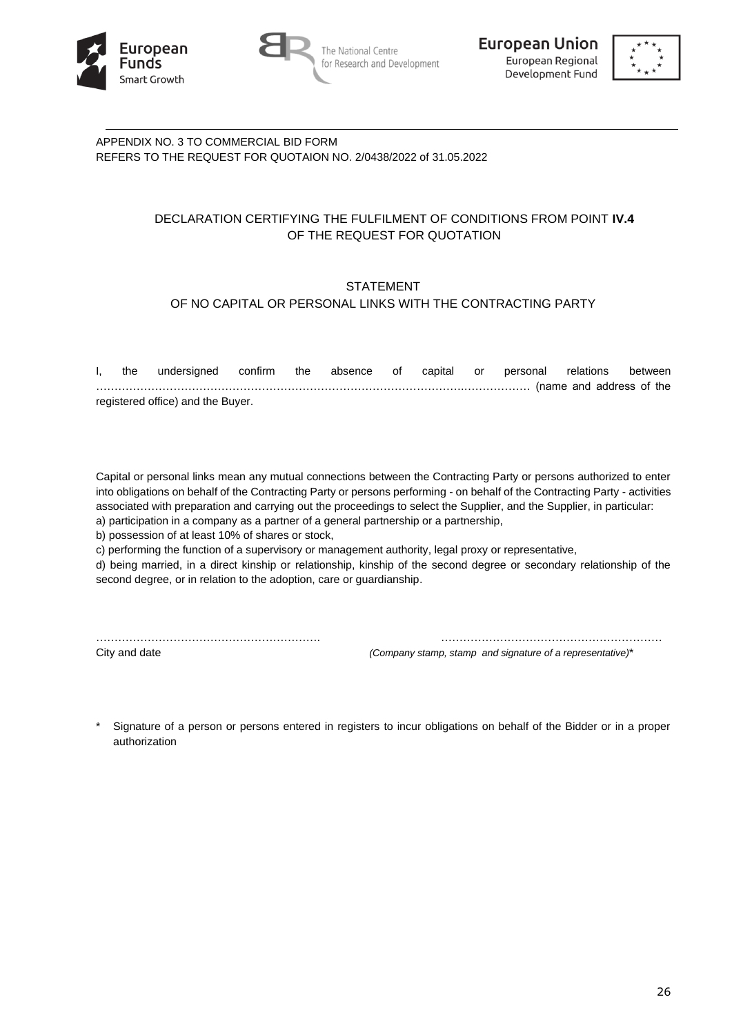APPENDIX NO. 3 TO COMMERCIAL BID FORM
REFERS TO THE REQUEST FOR QUOTAION NO. 2/0438/2022 of 31.05.2022

## DECLARATION CERTIFYING THE FULFILMENT OF CONDITIONS FROM POINT **IV.4** OF THE REQUEST FOR QUOTATION

## STATEMENT OF NO CAPITAL OR PERSONAL LINKS WITH THE CONTRACTING PARTY

I, the undersigned confirm the absence of capital or personal relations between ………………………………………………………………………………………………………… (name and address of the registered office) and the Buyer.

Capital or personal links mean any mutual connections between the Contracting Party or persons authorized to enter into obligations on behalf of the Contracting Party or persons performing - on behalf of the Contracting Party - activities associated with preparation and carrying out the proceedings to select the Supplier, and the Supplier, in particular:

a) participation in a company as a partner of a general partnership or a partnership,

b) possession of at least 10% of shares or stock,

c) performing the function of a supervisory or management authority, legal proxy or representative,

d) being married, in a direct kinship or relationship, kinship of the second degree or secondary relationship of the second degree, or in relation to the adoption, care or guardianship.

……………………………………………………. ……………………………………………………

City and date *(Company stamp, stamp and signature of a representative)**

\* Signature of a person or persons entered in registers to incur obligations on behalf of the Bidder or in a proper authorization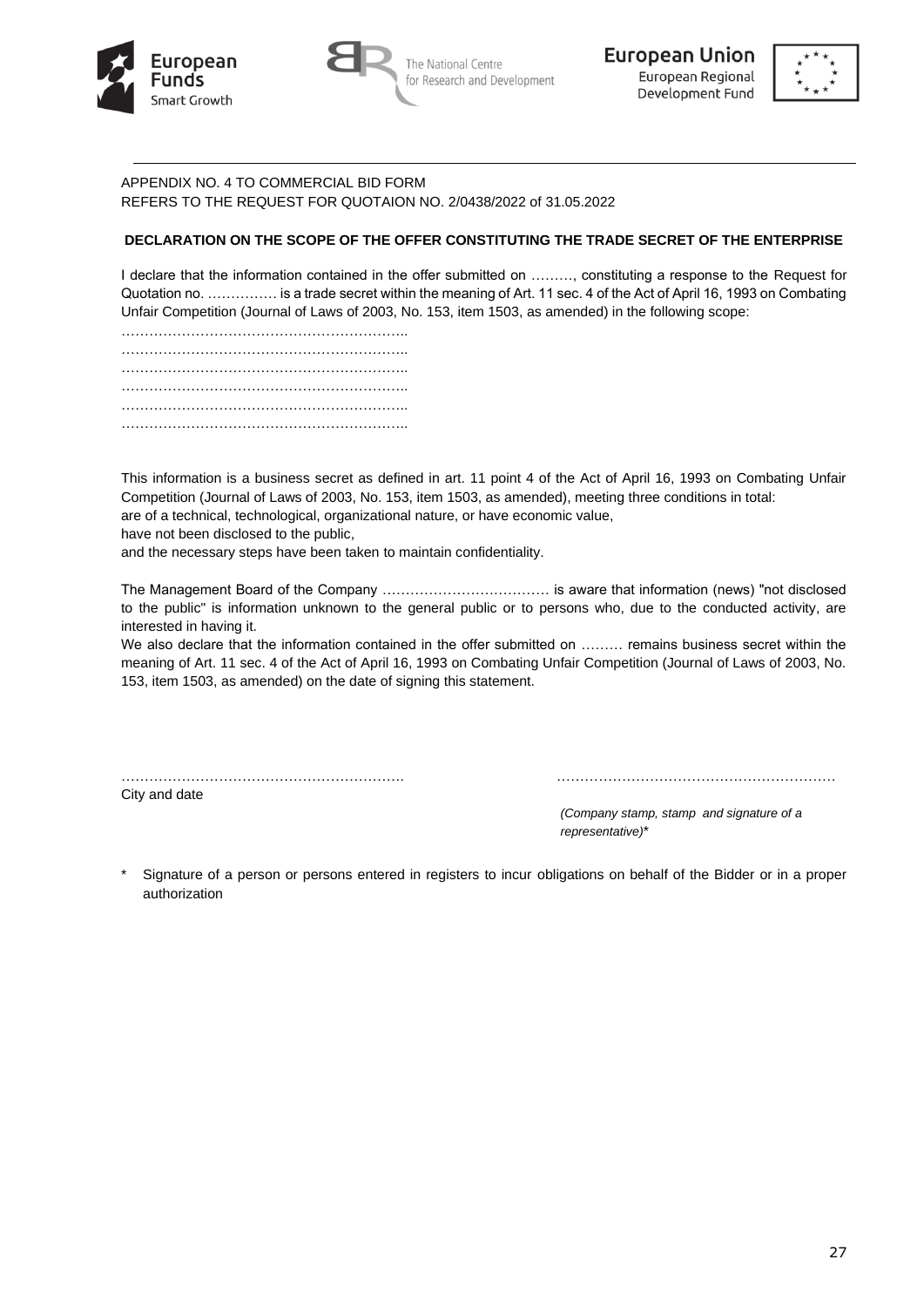APPENDIX NO. 4 TO COMMERCIAL BID FORM
REFERS TO THE REQUEST FOR QUOTAION NO. 2/0438/2022 of 31.05.2022

**DECLARATION ON THE SCOPE OF THE OFFER CONSTITUTING THE TRADE SECRET OF THE ENTERPRISE**

I declare that the information contained in the offer submitted on ………, constituting a response to the Request for Quotation no. …………… is a trade secret within the meaning of Art. 11 sec. 4 of the Act of April 16, 1993 on Combating Unfair Competition (Journal of Laws of 2003, No. 153, item 1503, as amended) in the following scope:

……………………………………………………..
……………………………………………………..
……………………………………………………..
……………………………………………………..
……………………………………………………..
……………………………………………………..

This information is a business secret as defined in art. 11 point 4 of the Act of April 16, 1993 on Combating Unfair Competition (Journal of Laws of 2003, No. 153, item 1503, as amended), meeting three conditions in total:
are of a technical, technological, organizational nature, or have economic value,
have not been disclosed to the public,
and the necessary steps have been taken to maintain confidentiality.

The Management Board of the Company ……………………………… is aware that information (news) "not disclosed to the public" is information unknown to the general public or to persons who, due to the conducted activity, are interested in having it.
We also declare that the information contained in the offer submitted on ……… remains business secret within the meaning of Art. 11 sec. 4 of the Act of April 16, 1993 on Combating Unfair Competition (Journal of Laws of 2003, No. 153, item 1503, as amended) on the date of signing this statement.

…………………………………………………….
City and date

……………………………………………………
*(Company stamp, stamp and signature of a representative)**

\* Signature of a person or persons entered in registers to incur obligations on behalf of the Bidder or in a proper authorization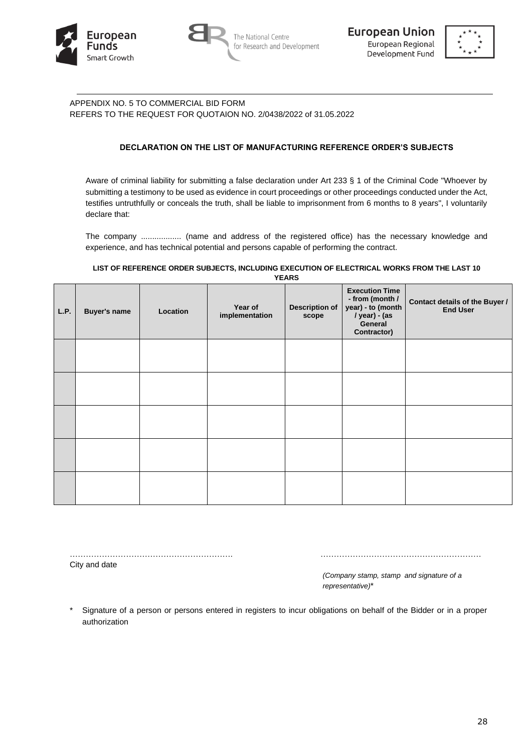APPENDIX NO. 5 TO COMMERCIAL BID FORM
REFERS TO THE REQUEST FOR QUOTAION NO. 2/0438/2022 of 31.05.2022

**DECLARATION ON THE LIST OF MANUFACTURING REFERENCE ORDER'S SUBJECTS**

Aware of criminal liability for submitting a false declaration under Art 233 § 1 of the Criminal Code "Whoever by submitting a testimony to be used as evidence in court proceedings or other proceedings conducted under the Act, testifies untruthfully or conceals the truth, shall be liable to imprisonment from 6 months to 8 years", I voluntarily declare that:

The company .................. (name and address of the registered office) has the necessary knowledge and experience, and has technical potential and persons capable of performing the contract.

**LIST OF REFERENCE ORDER SUBJECTS, INCLUDING EXECUTION OF ELECTRICAL WORKS FROM THE LAST 10 YEARS**

| L.P. | Buyer's name | Location | Year of implementation | Description of scope | Execution Time - from (month / year) - to (month / year) - (as General Contractor) | Contact details of the Buyer / End User |
|---|---|---|---|---|---|---|
| | | | | | | |
| | | | | | | |
| | | | | | | |
| | | | | | | |
| | | | | | | |

…………………………………………………… 
City and date

…………………………………………………… 
*(Company stamp, stamp and signature of a representative)**

\* Signature of a person or persons entered in registers to incur obligations on behalf of the Bidder or in a proper authorization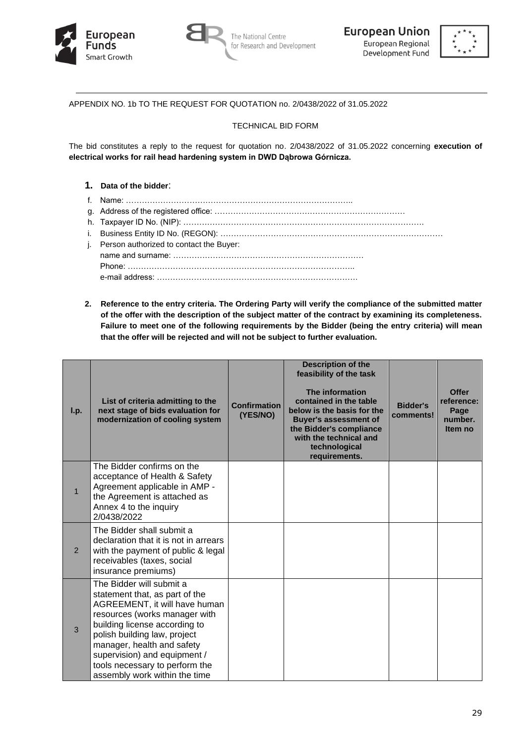APPENDIX NO. 1b TO THE REQUEST FOR QUOTATION no. 2/0438/2022 of 31.05.2022

TECHNICAL BID FORM

The bid constitutes a reply to the request for quotation no. 2/0438/2022 of 31.05.2022 concerning **execution of electrical works for rail head hardening system in DWD Dąbrowa Górnicza.**

**1. Data of the bidder**:

f. Name: …………………………………………………………………………..
g. Address of the registered office: ………………………………………………………………
h. Taxpayer ID No. (NIP): ……………………………………………………………………………….
i. Business Entity ID No. (REGON): …………………………………………………………………………
j. Person authorized to contact the Buyer:
   name and surname: ………………………………………………………………
   Phone: …………………………………………………………………………..
   e-mail address: …………………………………………………………………

**2. Reference to the entry criteria. The Ordering Party will verify the compliance of the submitted matter of the offer with the description of the subject matter of the contract by examining its completeness. Failure to meet one of the following requirements by the Bidder (being the entry criteria) will mean that the offer will be rejected and will not be subject to further evaluation.**

| l.p. | List of criteria admitting to the next stage of bids evaluation for modernization of cooling system | Confirmation (YES/NO) | Description of the feasibility of the task<br><br>The information contained in the table below is the basis for the Buyer's assessment of the Bidder's compliance with the technical and technological requirements. | Bidder's comments! | Offer reference: Page number. Item no |
|---|---|---|---|---|---|
| 1 | The Bidder confirms on the acceptance of Health & Safety Agreement applicable in AMP - the Agreement is attached as Annex 4 to the inquiry 2/0438/2022 | | | | |
| 2 | The Bidder shall submit a declaration that it is not in arrears with the payment of public & legal receivables (taxes, social insurance premiums) | | | | |
| 3 | The Bidder will submit a statement that, as part of the AGREEMENT, it will have human resources (works manager with building license according to polish building law, project manager, health and safety supervision) and equipment / tools necessary to perform the assembly work within the time | | | | |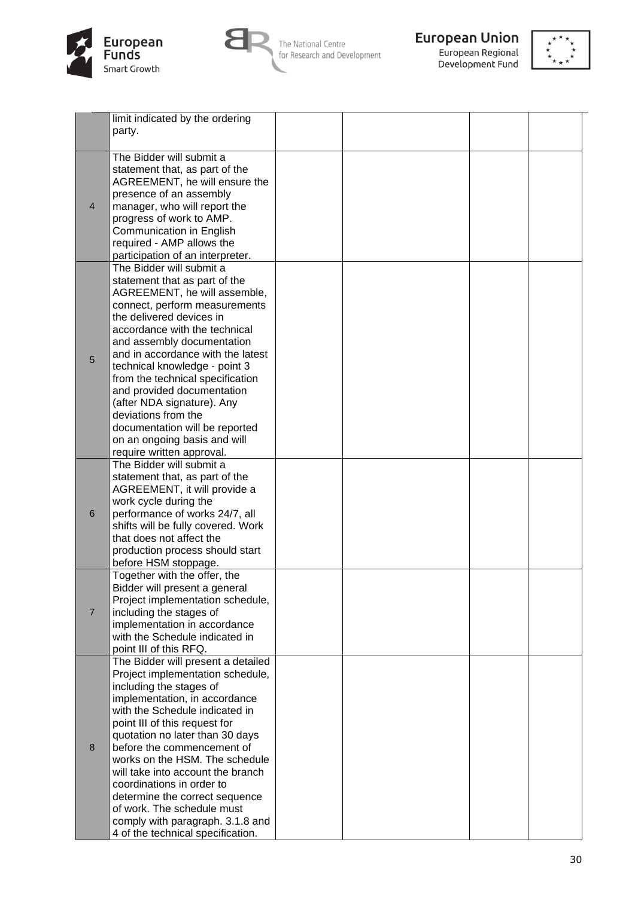| | | | | | |
|---|---|---|---|---|---|
| | limit indicated by the ordering party. | | | | |
| 4 | The Bidder will submit a statement that, as part of the AGREEMENT, he will ensure the presence of an assembly manager, who will report the progress of work to AMP. Communication in English required - AMP allows the participation of an interpreter. | | | | |
| 5 | The Bidder will submit a statement that as part of the AGREEMENT, he will assemble, connect, perform measurements the delivered devices in accordance with the technical and assembly documentation and in accordance with the latest technical knowledge - point 3 from the technical specification and provided documentation (after NDA signature). Any deviations from the documentation will be reported on an ongoing basis and will require written approval. | | | | |
| 6 | The Bidder will submit a statement that, as part of the AGREEMENT, it will provide a work cycle during the performance of works 24/7, all shifts will be fully covered. Work that does not affect the production process should start before HSM stoppage. | | | | |
| 7 | Together with the offer, the Bidder will present a general Project implementation schedule, including the stages of implementation in accordance with the Schedule indicated in point III of this RFQ. | | | | |
| 8 | The Bidder will present a detailed Project implementation schedule, including the stages of implementation, in accordance with the Schedule indicated in point III of this request for quotation no later than 30 days before the commencement of works on the HSM. The schedule will take into account the branch coordinations in order to determine the correct sequence of work. The schedule must comply with paragraph. 3.1.8 and 4 of the technical specification. | | | | |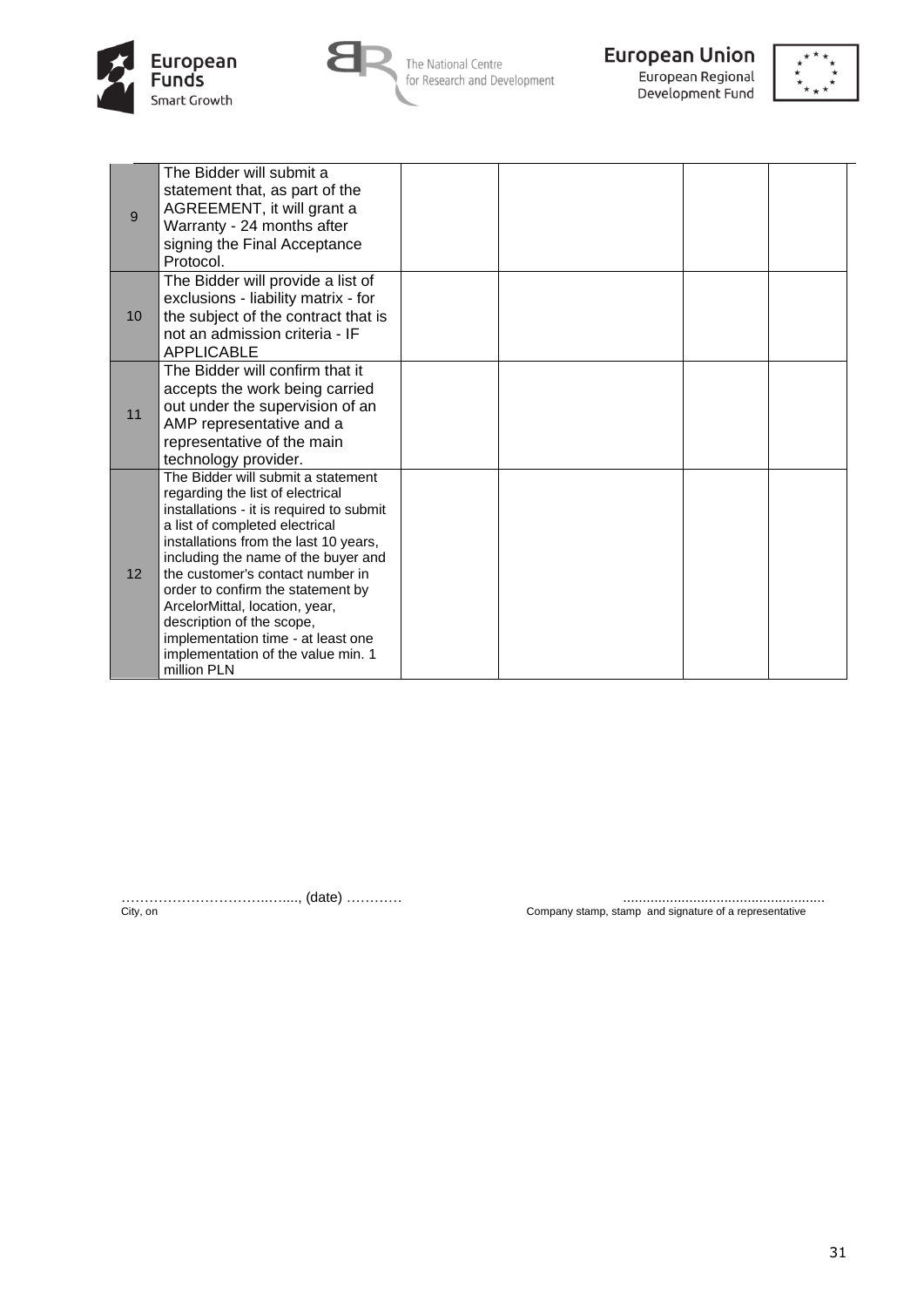| | | | | | |
|---|---|---|---|---|---|
| 9 | The Bidder will submit a statement that, as part of the AGREEMENT, it will grant a Warranty - 24 months after signing the Final Acceptance Protocol. | | | | |
| 10 | The Bidder will provide a list of exclusions - liability matrix - for the subject of the contract that is not an admission criteria - IF APPLICABLE | | | | |
| 11 | The Bidder will confirm that it accepts the work being carried out under the supervision of an AMP representative and a representative of the main technology provider. | | | | |
| 12 | The Bidder will submit a statement regarding the list of electrical installations - it is required to submit a list of completed electrical installations from the last 10 years, including the name of the buyer and the customer's contact number in order to confirm the statement by ArcelorMittal, location, year, description of the scope, implementation time - at least one implementation of the value min. 1 million PLN | | | | |

……………………………..….., (date) …………
City, on

...................................................
Company stamp, stamp and signature of a representative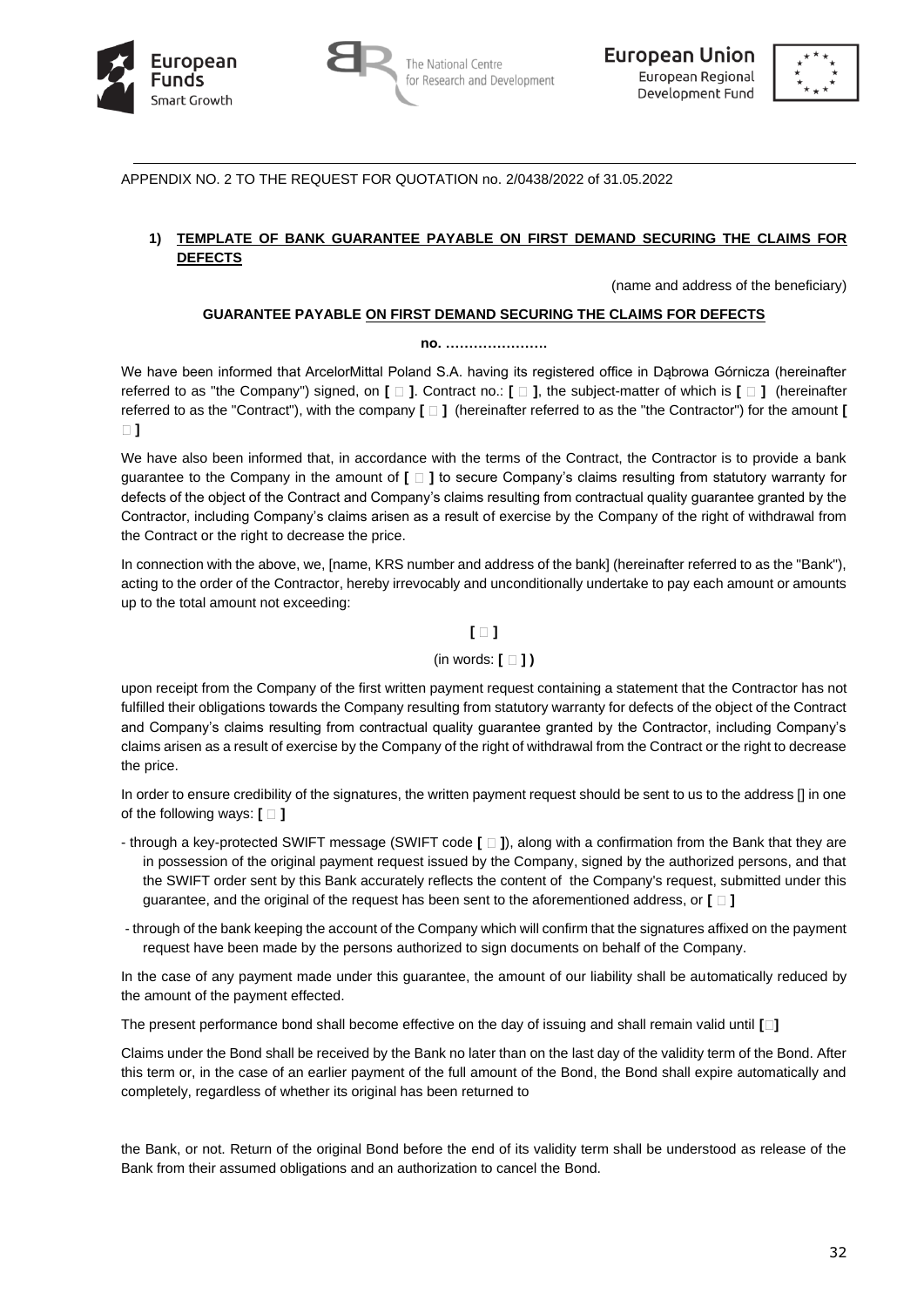APPENDIX NO. 2 TO THE REQUEST FOR QUOTATION no. 2/0438/2022 of 31.05.2022

1) **TEMPLATE OF BANK GUARANTEE PAYABLE ON FIRST DEMAND SECURING THE CLAIMS FOR DEFECTS**

(name and address of the beneficiary)

**GUARANTEE PAYABLE ON FIRST DEMAND SECURING THE CLAIMS FOR DEFECTS**

**no. ………………….**

We have been informed that ArcelorMittal Poland S.A. having its registered office in Dąbrowa Górnicza (hereinafter referred to as "the Company") signed, on **[ ]**. Contract no.: **[ ]**, the subject-matter of which is **[ ]** (hereinafter referred to as the "Contract"), with the company **[ ]** (hereinafter referred to as the "the Contractor") for the amount **[ ]**

We have also been informed that, in accordance with the terms of the Contract, the Contractor is to provide a bank guarantee to the Company in the amount of **[ ]** to secure Company's claims resulting from statutory warranty for defects of the object of the Contract and Company's claims resulting from contractual quality guarantee granted by the Contractor, including Company's claims arisen as a result of exercise by the Company of the right of withdrawal from the Contract or the right to decrease the price.

In connection with the above, we, [name, KRS number and address of the bank] (hereinafter referred to as the "Bank"), acting to the order of the Contractor, hereby irrevocably and unconditionally undertake to pay each amount or amounts up to the total amount not exceeding:

**[ ]**

(in words: **[ ] )**

upon receipt from the Company of the first written payment request containing a statement that the Contractor has not fulfilled their obligations towards the Company resulting from statutory warranty for defects of the object of the Contract and Company's claims resulting from contractual quality guarantee granted by the Contractor, including Company's claims arisen as a result of exercise by the Company of the right of withdrawal from the Contract or the right to decrease the price.

In order to ensure credibility of the signatures, the written payment request should be sent to us to the address [] in one of the following ways: **[ ]**

- through a key-protected SWIFT message (SWIFT code **[ ]**), along with a confirmation from the Bank that they are in possession of the original payment request issued by the Company, signed by the authorized persons, and that the SWIFT order sent by this Bank accurately reflects the content of the Company's request, submitted under this guarantee, and the original of the request has been sent to the aforementioned address, or **[ ]**
- through of the bank keeping the account of the Company which will confirm that the signatures affixed on the payment request have been made by the persons authorized to sign documents on behalf of the Company.

In the case of any payment made under this guarantee, the amount of our liability shall be automatically reduced by the amount of the payment effected.

The present performance bond shall become effective on the day of issuing and shall remain valid until **[ ]**

Claims under the Bond shall be received by the Bank no later than on the last day of the validity term of the Bond. After this term or, in the case of an earlier payment of the full amount of the Bond, the Bond shall expire automatically and completely, regardless of whether its original has been returned to the Bank, or not. Return of the original Bond before the end of its validity term shall be understood as release of the Bank from their assumed obligations and an authorization to cancel the Bond.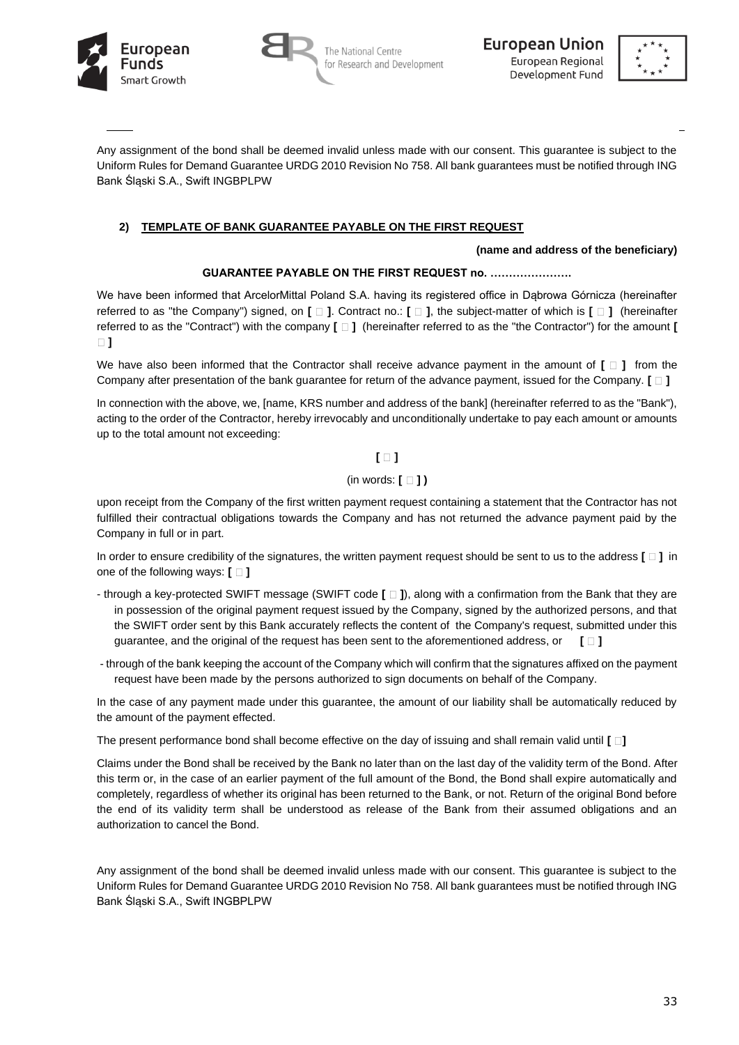Any assignment of the bond shall be deemed invalid unless made with our consent. This guarantee is subject to the Uniform Rules for Demand Guarantee URDG 2010 Revision No 758. All bank guarantees must be notified through ING Bank Śląski S.A., Swift INGBPLPW

**2) TEMPLATE OF BANK GUARANTEE PAYABLE ON THE FIRST REQUEST**

**(name and address of the beneficiary)**

**GUARANTEE PAYABLE ON THE FIRST REQUEST no. ………………….**

We have been informed that ArcelorMittal Poland S.A. having its registered office in Dąbrowa Górnicza (hereinafter referred to as "the Company") signed, on **[ ]**. Contract no.: **[ ]**, the subject-matter of which is **[ ]** (hereinafter referred to as the "Contract") with the company **[ ]** (hereinafter referred to as the "the Contractor") for the amount **[ ]**

We have also been informed that the Contractor shall receive advance payment in the amount of **[ ]** from the Company after presentation of the bank guarantee for return of the advance payment, issued for the Company. **[ ]**

In connection with the above, we, [name, KRS number and address of the bank] (hereinafter referred to as the "Bank"), acting to the order of the Contractor, hereby irrevocably and unconditionally undertake to pay each amount or amounts up to the total amount not exceeding:

**[ ]**

(in words: **[ ] )**

upon receipt from the Company of the first written payment request containing a statement that the Contractor has not fulfilled their contractual obligations towards the Company and has not returned the advance payment paid by the Company in full or in part.

In order to ensure credibility of the signatures, the written payment request should be sent to us to the address **[ ]** in one of the following ways: **[ ]**

- through a key-protected SWIFT message (SWIFT code **[ ]**), along with a confirmation from the Bank that they are in possession of the original payment request issued by the Company, signed by the authorized persons, and that the SWIFT order sent by this Bank accurately reflects the content of the Company's request, submitted under this guarantee, and the original of the request has been sent to the aforementioned address, or **[ ]**
- through of the bank keeping the account of the Company which will confirm that the signatures affixed on the payment request have been made by the persons authorized to sign documents on behalf of the Company.

In the case of any payment made under this guarantee, the amount of our liability shall be automatically reduced by the amount of the payment effected.

The present performance bond shall become effective on the day of issuing and shall remain valid until **[ ]**

Claims under the Bond shall be received by the Bank no later than on the last day of the validity term of the Bond. After this term or, in the case of an earlier payment of the full amount of the Bond, the Bond shall expire automatically and completely, regardless of whether its original has been returned to the Bank, or not. Return of the original Bond before the end of its validity term shall be understood as release of the Bank from their assumed obligations and an authorization to cancel the Bond.

Any assignment of the bond shall be deemed invalid unless made with our consent. This guarantee is subject to the Uniform Rules for Demand Guarantee URDG 2010 Revision No 758. All bank guarantees must be notified through ING Bank Śląski S.A., Swift INGBPLPW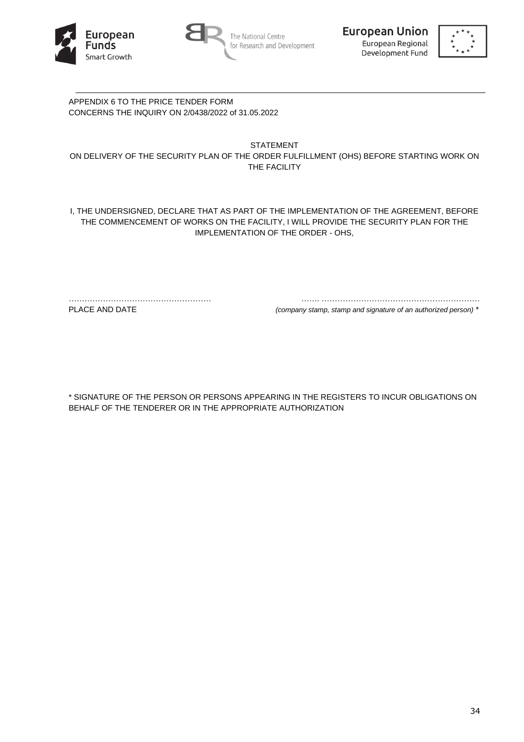APPENDIX 6 TO THE PRICE TENDER FORM
CONCERNS THE INQUIRY ON 2/0438/2022 of 31.05.2022

STATEMENT
ON DELIVERY OF THE SECURITY PLAN OF THE ORDER FULFILLMENT (OHS) BEFORE STARTING WORK ON THE FACILITY

I, THE UNDERSIGNED, DECLARE THAT AS PART OF THE IMPLEMENTATION OF THE AGREEMENT, BEFORE THE COMMENCEMENT OF WORKS ON THE FACILITY, I WILL PROVIDE THE SECURITY PLAN FOR THE IMPLEMENTATION OF THE ORDER - OHS,

……………………………………………… ……. ……………………………………………………
PLACE AND DATE *(company stamp, stamp and signature of an authorized person) **

* SIGNATURE OF THE PERSON OR PERSONS APPEARING IN THE REGISTERS TO INCUR OBLIGATIONS ON BEHALF OF THE TENDERER OR IN THE APPROPRIATE AUTHORIZATION